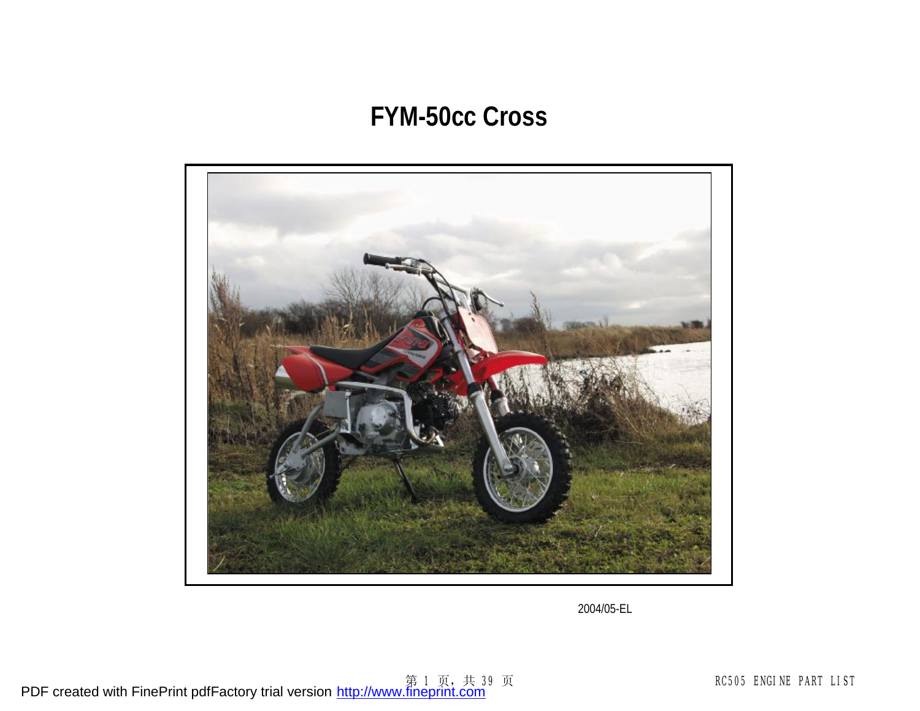# FYM-50cc Cross

2004/05-EL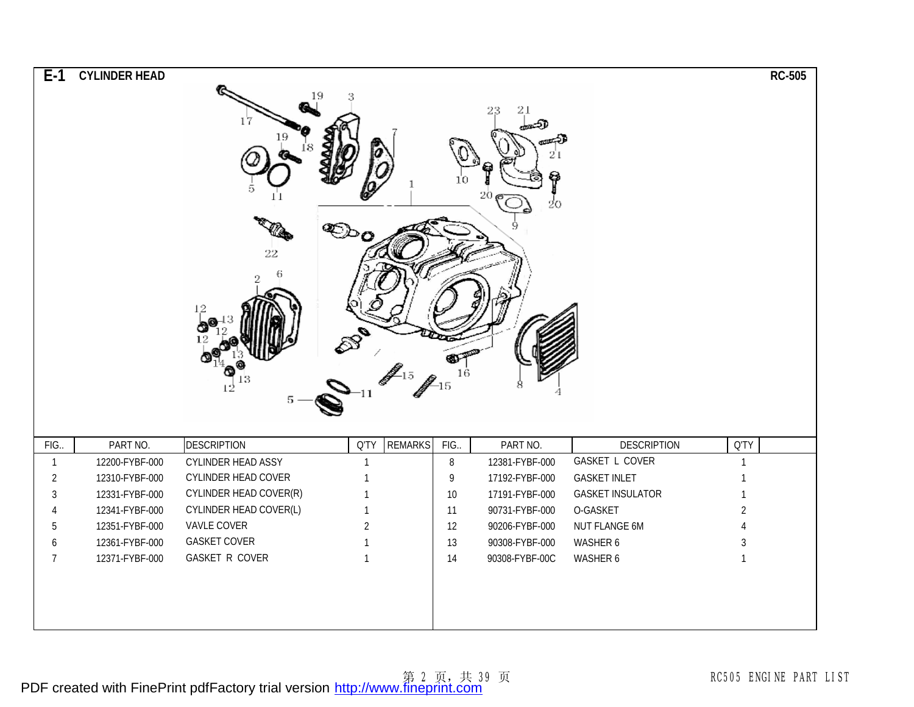## E-1 CYLINDER HEAD

**RC-505**

| FIG.. | PART NO. | DESCRIPTION | Q'TY | REMARKS | FIG.. | PART NO. | DESCRIPTION | Q'TY | |
|---|---|---|---|---|---|---|---|---|---|
| 1 | 12200-FYBF-000 | CYLINDER HEAD ASSY | 1 | | 8 | 12381-FYBF-000 | GASKET L COVER | 1 | |
| 2 | 12310-FYBF-000 | CYLINDER HEAD COVER | 1 | | 9 | 17192-FYBF-000 | GASKET INLET | 1 | |
| 3 | 12331-FYBF-000 | CYLINDER HEAD COVER(R) | 1 | | 10 | 17191-FYBF-000 | GASKET INSULATOR | 1 | |
| 4 | 12341-FYBF-000 | CYLINDER HEAD COVER(L) | 1 | | 11 | 90731-FYBF-000 | O-GASKET | 2 | |
| 5 | 12351-FYBF-000 | VAVLE COVER | 2 | | 12 | 90206-FYBF-000 | NUT FLANGE 6M | 4 | |
| 6 | 12361-FYBF-000 | GASKET COVER | 1 | | 13 | 90308-FYBF-000 | WASHER 6 | 3 | |
| 7 | 12371-FYBF-000 | GASKET R COVER | 1 | | 14 | 90308-FYBF-00C | WASHER 6 | 1 | |

RC505 ENGINE PART LIST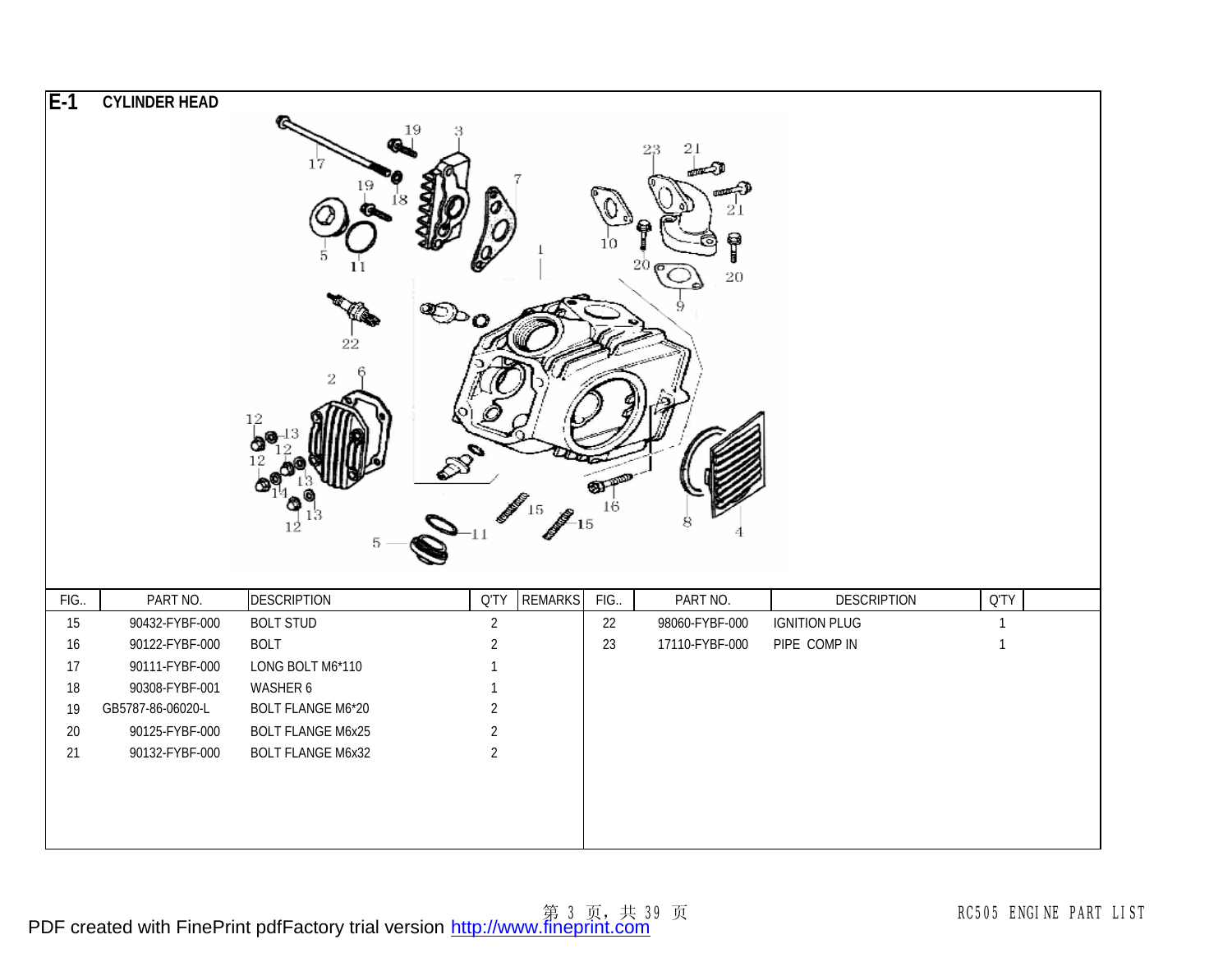# E-1 CYLINDER HEAD

| FIG.. | PART NO. | DESCRIPTION | Q'TY | REMARKS | FIG.. | PART NO. | DESCRIPTION | Q'TY |
|---|---|---|---|---|---|---|---|---|
| 15 | 90432-FYBF-000 | BOLT STUD | 2 | | 22 | 98060-FYBF-000 | IGNITION PLUG | 1 |
| 16 | 90122-FYBF-000 | BOLT | 2 | | 23 | 17110-FYBF-000 | PIPE COMP IN | 1 |
| 17 | 90111-FYBF-000 | LONG BOLT M6*110 | 1 | | | | | |
| 18 | 90308-FYBF-001 | WASHER 6 | 1 | | | | | |
| 19 | GB5787-86-06020-L | BOLT FLANGE M6*20 | 2 | | | | | |
| 20 | 90125-FYBF-000 | BOLT FLANGE M6x25 | 2 | | | | | |
| 21 | 90132-FYBF-000 | BOLT FLANGE M6x32 | 2 | | | | | |

RC505 ENGINE PART LIST

PDF created with FinePrint pdfFactory trial version http://www.fineprint.com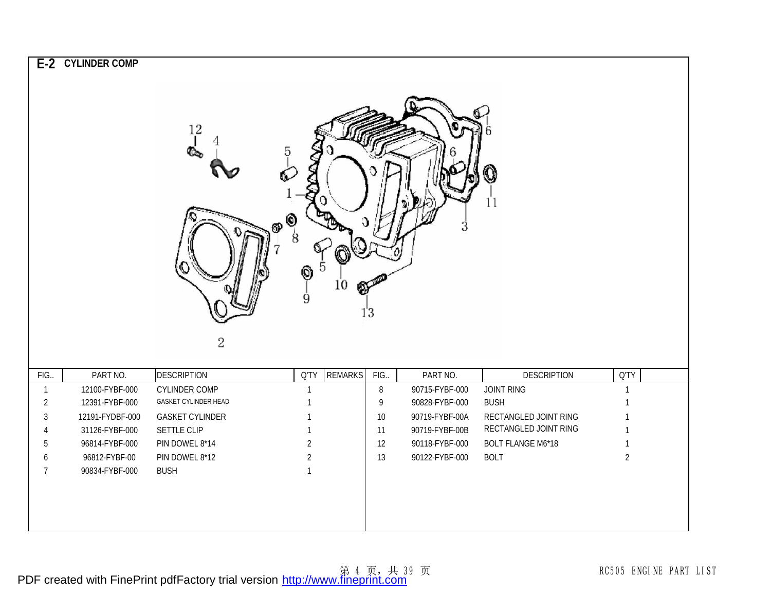## E-2 CYLINDER COMP

| FIG.. | PART NO. | DESCRIPTION | Q'TY | REMARKS | FIG.. | PART NO. | DESCRIPTION | Q'TY | |
|---|---|---|---|---|---|---|---|---|---|
| 1 | 12100-FYBF-000 | CYLINDER COMP | 1 | | 8 | 90715-FYBF-000 | JOINT RING | 1 | |
| 2 | 12391-FYBF-000 | GASKET CYLINDER HEAD | 1 | | 9 | 90828-FYBF-000 | BUSH | 1 | |
| 3 | 12191-FYDBF-000 | GASKET CYLINDER | 1 | | 10 | 90719-FYBF-00A | RECTANGLED JOINT RING | 1 | |
| 4 | 31126-FYBF-000 | SETTLE CLIP | 1 | | 11 | 90719-FYBF-00B | RECTANGLED JOINT RING | 1 | |
| 5 | 96814-FYBF-000 | PIN DOWEL 8*14 | 2 | | 12 | 90118-FYBF-000 | BOLT FLANGE M6*18 | 1 | |
| 6 | 96812-FYBF-00 | PIN DOWEL 8*12 | 2 | | 13 | 90122-FYBF-000 | BOLT | 2 | |
| 7 | 90834-FYBF-000 | BUSH | 1 | | | | | | |

RC505 ENGINE PART LIST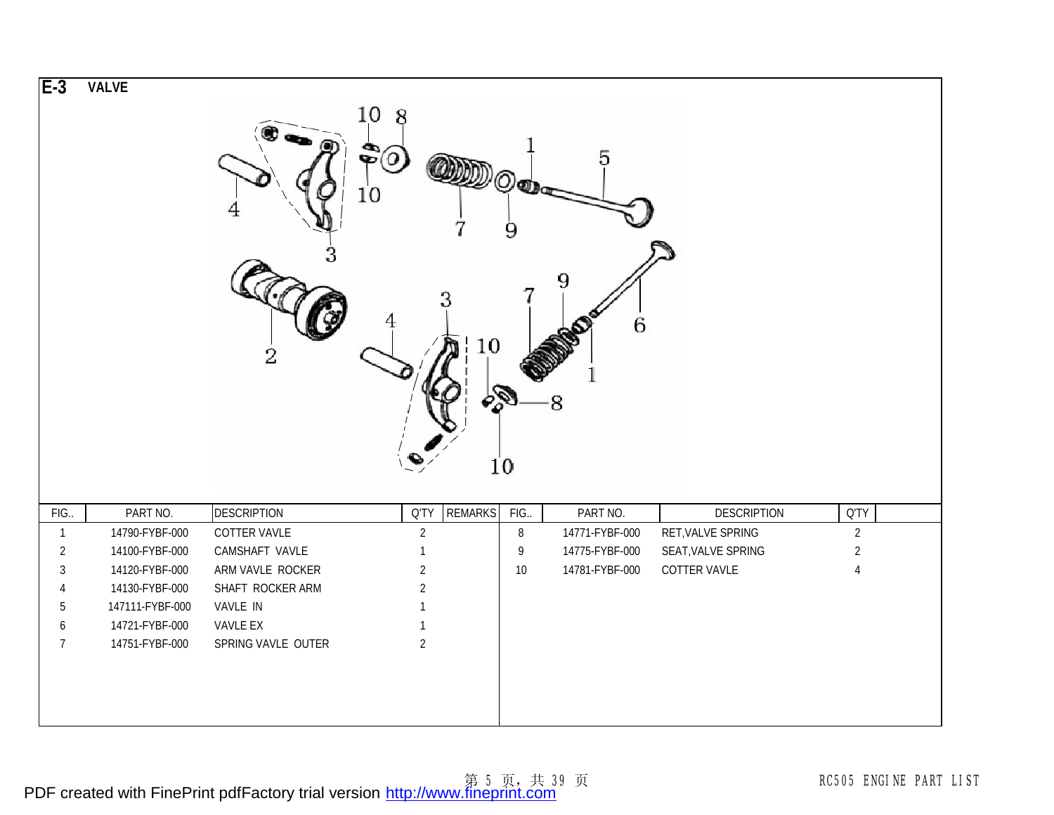# E-3 VALVE

| FIG.. | PART NO. | DESCRIPTION | Q'TY | REMARKS | FIG.. | PART NO. | DESCRIPTION | Q'TY | |
|---|---|---|---|---|---|---|---|---|---|
| 1 | 14790-FYBF-000 | COTTER VAVLE | 2 | | 8 | 14771-FYBF-000 | RET,VALVE SPRING | 2 | |
| 2 | 14100-FYBF-000 | CAMSHAFT VAVLE | 1 | | 9 | 14775-FYBF-000 | SEAT,VALVE SPRING | 2 | |
| 3 | 14120-FYBF-000 | ARM VAVLE ROCKER | 2 | | 10 | 14781-FYBF-000 | COTTER VAVLE | 4 | |
| 4 | 14130-FYBF-000 | SHAFT ROCKER ARM | 2 | | | | | | |
| 5 | 147111-FYBF-000 | VAVLE IN | 1 | | | | | | |
| 6 | 14721-FYBF-000 | VAVLE EX | 1 | | | | | | |
| 7 | 14751-FYBF-000 | SPRING VAVLE OUTER | 2 | | | | | | |

RC505 ENGINE PART LIST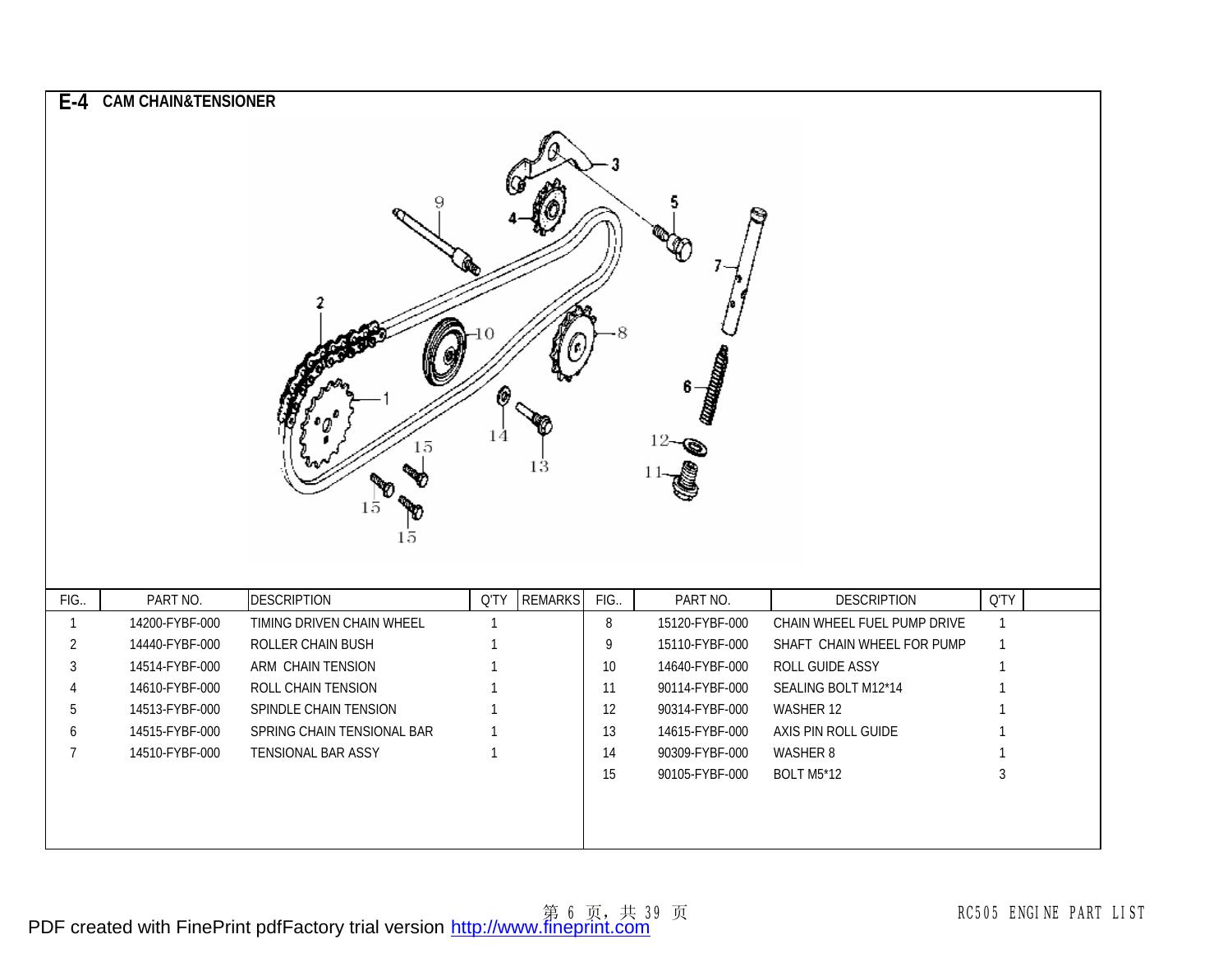## E-4 CAM CHAIN&TENSIONER

| FIG.. | PART NO. | DESCRIPTION | Q'TY | REMARKS | FIG.. | PART NO. | DESCRIPTION | Q'TY | |
|---|---|---|---|---|---|---|---|---|---|
| 1 | 14200-FYBF-000 | TIMING DRIVEN CHAIN WHEEL | 1 | | 8 | 15120-FYBF-000 | CHAIN WHEEL FUEL PUMP DRIVE | 1 | |
| 2 | 14440-FYBF-000 | ROLLER CHAIN BUSH | 1 | | 9 | 15110-FYBF-000 | SHAFT CHAIN WHEEL FOR PUMP | 1 | |
| 3 | 14514-FYBF-000 | ARM CHAIN TENSION | 1 | | 10 | 14640-FYBF-000 | ROLL GUIDE ASSY | 1 | |
| 4 | 14610-FYBF-000 | ROLL CHAIN TENSION | 1 | | 11 | 90114-FYBF-000 | SEALING BOLT M12*14 | 1 | |
| 5 | 14513-FYBF-000 | SPINDLE CHAIN TENSION | 1 | | 12 | 90314-FYBF-000 | WASHER 12 | 1 | |
| 6 | 14515-FYBF-000 | SPRING CHAIN TENSIONAL BAR | 1 | | 13 | 14615-FYBF-000 | AXIS PIN ROLL GUIDE | 1 | |
| 7 | 14510-FYBF-000 | TENSIONAL BAR ASSY | 1 | | 14 | 90309-FYBF-000 | WASHER 8 | 1 | |
| | | | | | 15 | 90105-FYBF-000 | BOLT M5*12 | 3 | |

RC505 ENGINE PART LIST

PDF created with FinePrint pdfFactory trial version http://www.fineprint.com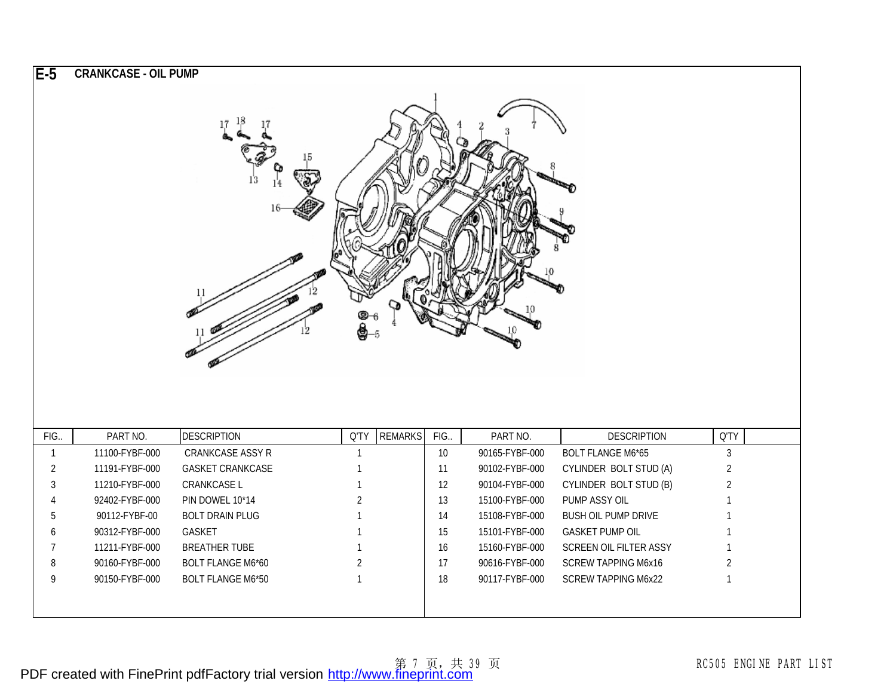# E-5 CRANKCASE - OIL PUMP

| FIG.. | PART NO. | DESCRIPTION | Q'TY | REMARKS | FIG.. | PART NO. | DESCRIPTION | Q'TY |
|---|---|---|---|---|---|---|---|---|
| 1 | 11100-FYBF-000 | CRANKCASE ASSY R | 1 | | 10 | 90165-FYBF-000 | BOLT FLANGE M6*65 | 3 |
| 2 | 11191-FYBF-000 | GASKET CRANKCASE | 1 | | 11 | 90102-FYBF-000 | CYLINDER BOLT STUD (A) | 2 |
| 3 | 11210-FYBF-000 | CRANKCASE L | 1 | | 12 | 90104-FYBF-000 | CYLINDER BOLT STUD (B) | 2 |
| 4 | 92402-FYBF-000 | PIN DOWEL 10*14 | 2 | | 13 | 15100-FYBF-000 | PUMP ASSY OIL | 1 |
| 5 | 90112-FYBF-00 | BOLT DRAIN PLUG | 1 | | 14 | 15108-FYBF-000 | BUSH OIL PUMP DRIVE | 1 |
| 6 | 90312-FYBF-000 | GASKET | 1 | | 15 | 15101-FYBF-000 | GASKET PUMP OIL | 1 |
| 7 | 11211-FYBF-000 | BREATHER TUBE | 1 | | 16 | 15160-FYBF-000 | SCREEN OIL FILTER ASSY | 1 |
| 8 | 90160-FYBF-000 | BOLT FLANGE M6*60 | 2 | | 17 | 90616-FYBF-000 | SCREW TAPPING M6x16 | 2 |
| 9 | 90150-FYBF-000 | BOLT FLANGE M6*50 | 1 | | 18 | 90117-FYBF-000 | SCREW TAPPING M6x22 | 1 |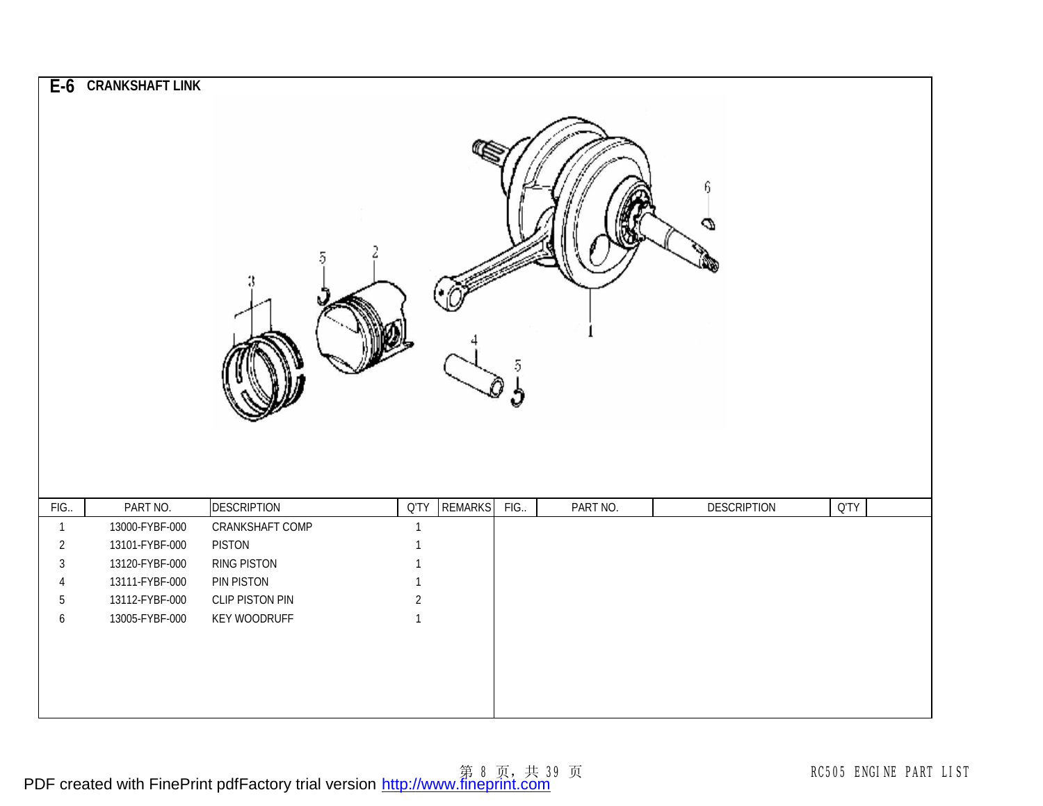## E-6 CRANKSHAFT LINK

| FIG.. | PART NO. | DESCRIPTION | Q'TY | REMARKS | FIG.. | PART NO. | DESCRIPTION | Q'TY | |
|---|---|---|---|---|---|---|---|---|---|
| 1 | 13000-FYBF-000 | CRANKSHAFT COMP | 1 | | | | | | |
| 2 | 13101-FYBF-000 | PISTON | 1 | | | | | | |
| 3 | 13120-FYBF-000 | RING PISTON | 1 | | | | | | |
| 4 | 13111-FYBF-000 | PIN PISTON | 1 | | | | | | |
| 5 | 13112-FYBF-000 | CLIP PISTON PIN | 2 | | | | | | |
| 6 | 13005-FYBF-000 | KEY WOODRUFF | 1 | | | | | | |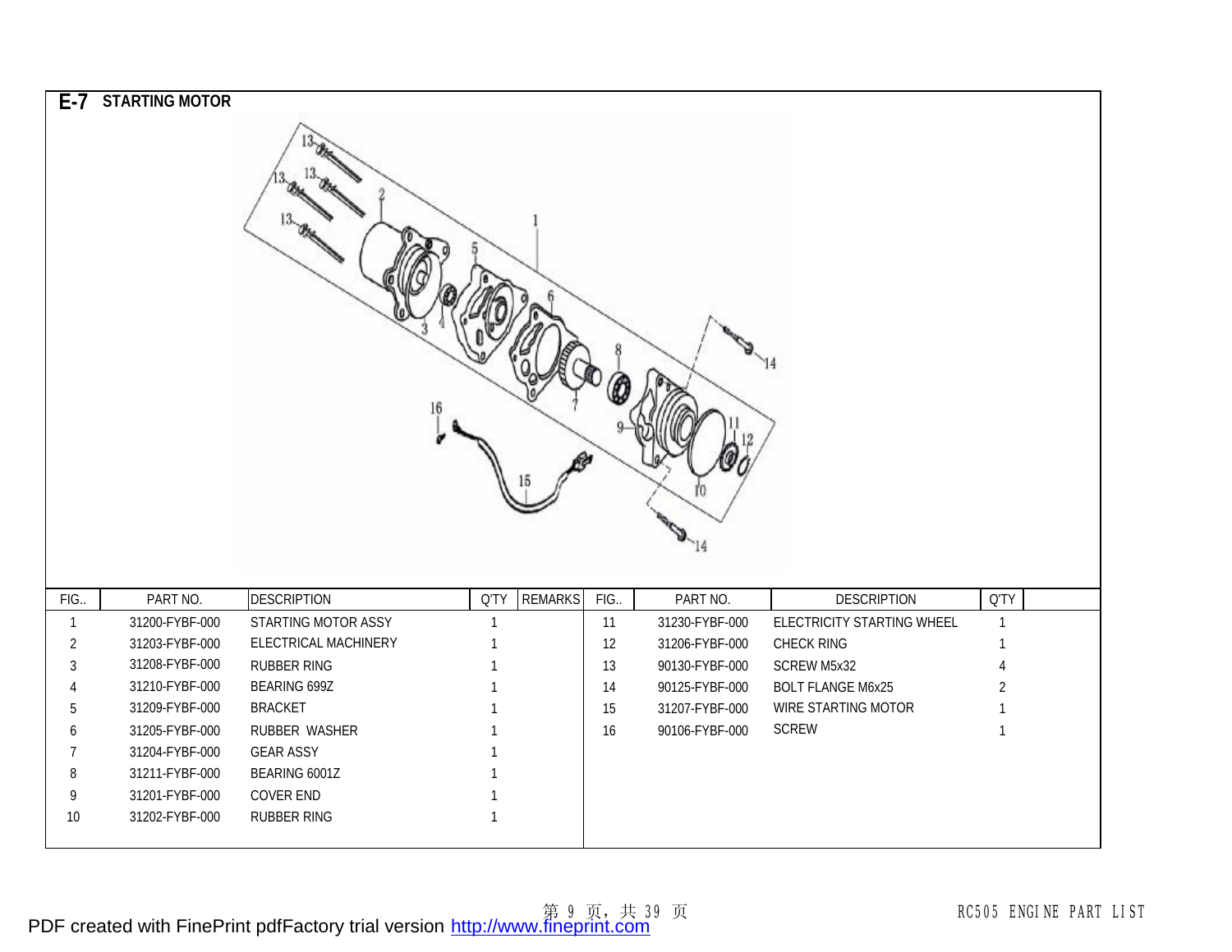# E-7 STARTING MOTOR

| FIG.. | PART NO. | DESCRIPTION | Q'TY | REMARKS | FIG.. | PART NO. | DESCRIPTION | Q'TY | |
|---|---|---|---|---|---|---|---|---|---|
| 1 | 31200-FYBF-000 | STARTING MOTOR ASSY | 1 | | 11 | 31230-FYBF-000 | ELECTRICITY STARTING WHEEL | 1 | |
| 2 | 31203-FYBF-000 | ELECTRICAL MACHINERY | 1 | | 12 | 31206-FYBF-000 | CHECK RING | 1 | |
| 3 | 31208-FYBF-000 | RUBBER RING | 1 | | 13 | 90130-FYBF-000 | SCREW M5x32 | 4 | |
| 4 | 31210-FYBF-000 | BEARING 699Z | 1 | | 14 | 90125-FYBF-000 | BOLT FLANGE M6x25 | 2 | |
| 5 | 31209-FYBF-000 | BRACKET | 1 | | 15 | 31207-FYBF-000 | WIRE STARTING MOTOR | 1 | |
| 6 | 31205-FYBF-000 | RUBBER WASHER | 1 | | 16 | 90106-FYBF-000 | SCREW | 1 | |
| 7 | 31204-FYBF-000 | GEAR ASSY | 1 | | | | | | |
| 8 | 31211-FYBF-000 | BEARING 6001Z | 1 | | | | | | |
| 9 | 31201-FYBF-000 | COVER END | 1 | | | | | | |
| 10 | 31202-FYBF-000 | RUBBER RING | 1 | | | | | | |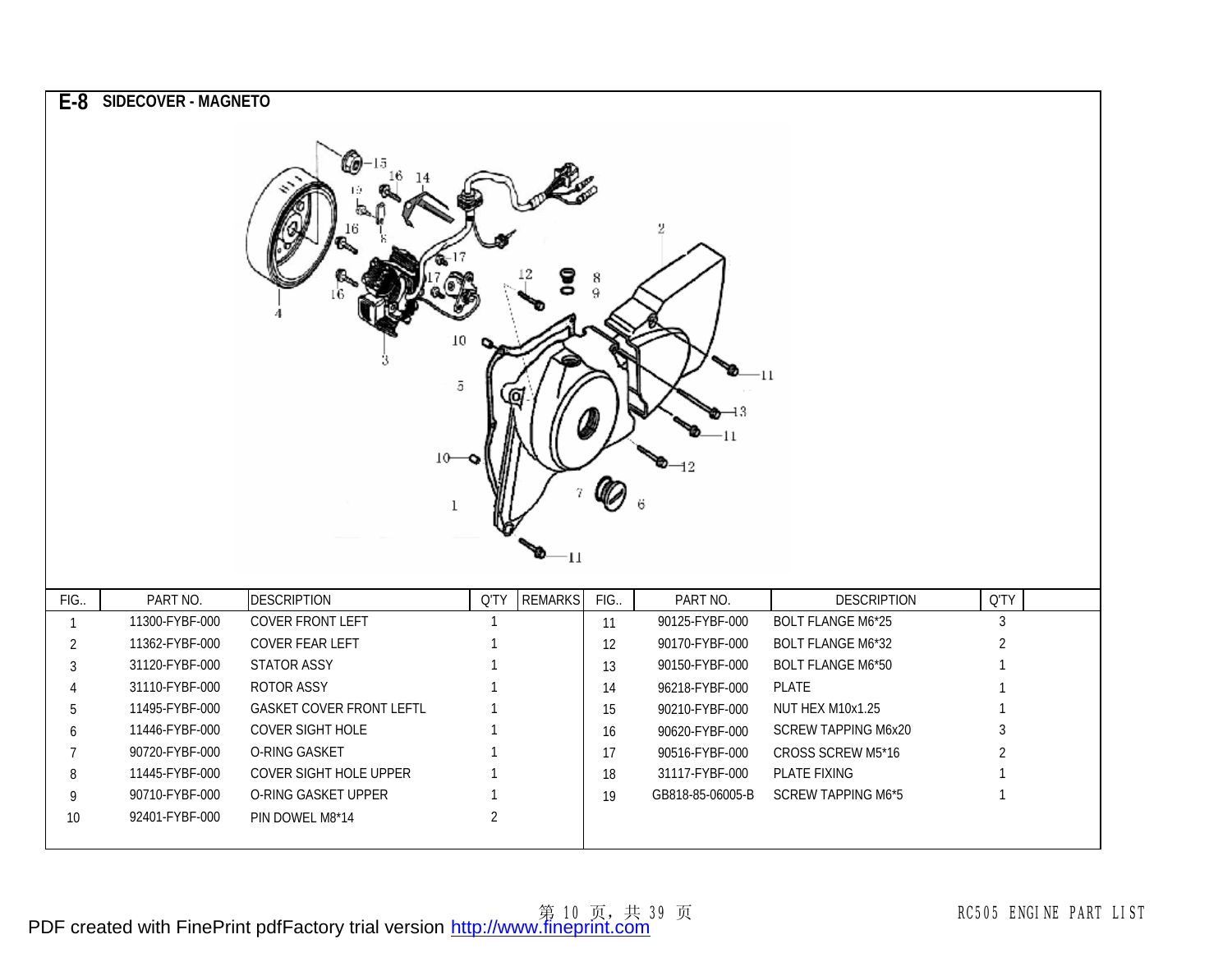## E-8 SIDECOVER - MAGNETO

| FIG.. | PART NO. | DESCRIPTION | Q'TY | REMARKS | FIG.. | PART NO. | DESCRIPTION | Q'TY | |
|---|---|---|---|---|---|---|---|---|---|
| 1 | 11300-FYBF-000 | COVER FRONT LEFT | 1 | | 11 | 90125-FYBF-000 | BOLT FLANGE M6*25 | 3 | |
| 2 | 11362-FYBF-000 | COVER FEAR LEFT | 1 | | 12 | 90170-FYBF-000 | BOLT FLANGE M6*32 | 2 | |
| 3 | 31120-FYBF-000 | STATOR ASSY | 1 | | 13 | 90150-FYBF-000 | BOLT FLANGE M6*50 | 1 | |
| 4 | 31110-FYBF-000 | ROTOR ASSY | 1 | | 14 | 96218-FYBF-000 | PLATE | 1 | |
| 5 | 11495-FYBF-000 | GASKET COVER FRONT LEFTL | 1 | | 15 | 90210-FYBF-000 | NUT HEX M10x1.25 | 1 | |
| 6 | 11446-FYBF-000 | COVER SIGHT HOLE | 1 | | 16 | 90620-FYBF-000 | SCREW TAPPING M6x20 | 3 | |
| 7 | 90720-FYBF-000 | O-RING GASKET | 1 | | 17 | 90516-FYBF-000 | CROSS SCREW M5*16 | 2 | |
| 8 | 11445-FYBF-000 | COVER SIGHT HOLE UPPER | 1 | | 18 | 31117-FYBF-000 | PLATE FIXING | 1 | |
| 9 | 90710-FYBF-000 | O-RING GASKET UPPER | 1 | | 19 | GB818-85-06005-B | SCREW TAPPING M6*5 | 1 | |
| 10 | 92401-FYBF-000 | PIN DOWEL M8*14 | 2 | | | | | | |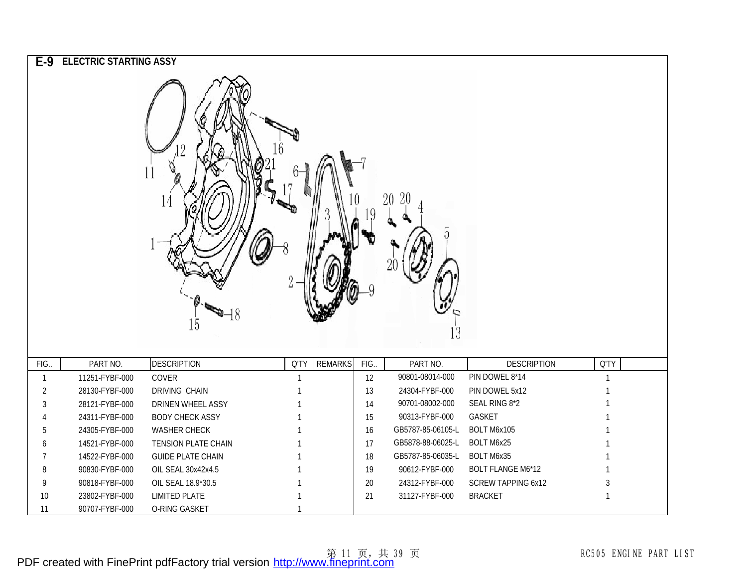## E-9 ELECTRIC STARTING ASSY

| FIG.. | PART NO. | DESCRIPTION | Q'TY | REMARKS | FIG.. | PART NO. | DESCRIPTION | Q'TY | |
|---|---|---|---|---|---|---|---|---|---|
| 1 | 11251-FYBF-000 | COVER | 1 | | 12 | 90801-08014-000 | PIN DOWEL 8*14 | 1 | |
| 2 | 28130-FYBF-000 | DRIVING CHAIN | 1 | | 13 | 24304-FYBF-000 | PIN DOWEL 5x12 | 1 | |
| 3 | 28121-FYBF-000 | DRINEN WHEEL ASSY | 1 | | 14 | 90701-08002-000 | SEAL RING 8*2 | 1 | |
| 4 | 24311-FYBF-000 | BODY CHECK ASSY | 1 | | 15 | 90313-FYBF-000 | GASKET | 1 | |
| 5 | 24305-FYBF-000 | WASHER CHECK | 1 | | 16 | GB5787-85-06105-L | BOLT M6x105 | 1 | |
| 6 | 14521-FYBF-000 | TENSION PLATE CHAIN | 1 | | 17 | GB5878-88-06025-L | BOLT M6x25 | 1 | |
| 7 | 14522-FYBF-000 | GUIDE PLATE CHAIN | 1 | | 18 | GB5787-85-06035-L | BOLT M6x35 | 1 | |
| 8 | 90830-FYBF-000 | OIL SEAL 30x42x4.5 | 1 | | 19 | 90612-FYBF-000 | BOLT FLANGE M6*12 | 1 | |
| 9 | 90818-FYBF-000 | OIL SEAL 18.9*30.5 | 1 | | 20 | 24312-FYBF-000 | SCREW TAPPING 6x12 | 3 | |
| 10 | 23802-FYBF-000 | LIMITED PLATE | 1 | | 21 | 31127-FYBF-000 | BRACKET | 1 | |
| 11 | 90707-FYBF-000 | O-RING GASKET | 1 | | | | | | |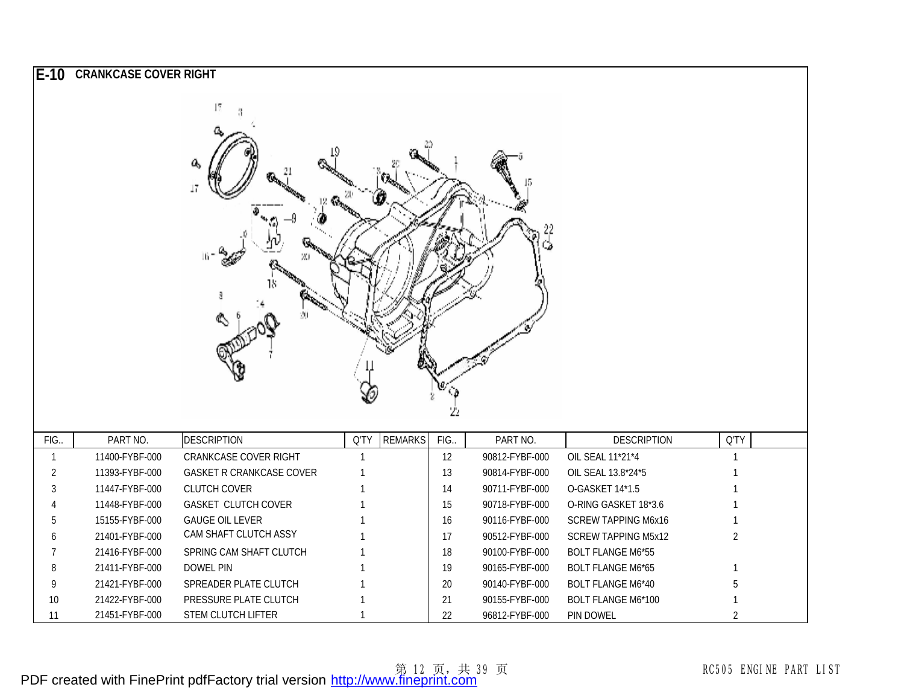## E-10 CRANKCASE COVER RIGHT

| FIG.. | PART NO. | DESCRIPTION | Q'TY | REMARKS | FIG.. | PART NO. | DESCRIPTION | Q'TY |
|---|---|---|---|---|---|---|---|---|
| 1 | 11400-FYBF-000 | CRANKCASE COVER RIGHT | 1 | | 12 | 90812-FYBF-000 | OIL SEAL 11*21*4 | 1 |
| 2 | 11393-FYBF-000 | GASKET R CRANKCASE COVER | 1 | | 13 | 90814-FYBF-000 | OIL SEAL 13.8*24*5 | 1 |
| 3 | 11447-FYBF-000 | CLUTCH COVER | 1 | | 14 | 90711-FYBF-000 | O-GASKET 14*1.5 | 1 |
| 4 | 11448-FYBF-000 | GASKET CLUTCH COVER | 1 | | 15 | 90718-FYBF-000 | O-RING GASKET 18*3.6 | 1 |
| 5 | 15155-FYBF-000 | GAUGE OIL LEVER | 1 | | 16 | 90116-FYBF-000 | SCREW TAPPING M6x16 | 1 |
| 6 | 21401-FYBF-000 | CAM SHAFT CLUTCH ASSY | 1 | | 17 | 90512-FYBF-000 | SCREW TAPPING M5x12 | 2 |
| 7 | 21416-FYBF-000 | SPRING CAM SHAFT CLUTCH | 1 | | 18 | 90100-FYBF-000 | BOLT FLANGE M6*55 | |
| 8 | 21411-FYBF-000 | DOWEL PIN | 1 | | 19 | 90165-FYBF-000 | BOLT FLANGE M6*65 | 1 |
| 9 | 21421-FYBF-000 | SPREADER PLATE CLUTCH | 1 | | 20 | 90140-FYBF-000 | BOLT FLANGE M6*40 | 5 |
| 10 | 21422-FYBF-000 | PRESSURE PLATE CLUTCH | 1 | | 21 | 90155-FYBF-000 | BOLT FLANGE M6*100 | 1 |
| 11 | 21451-FYBF-000 | STEM CLUTCH LIFTER | 1 | | 22 | 96812-FYBF-000 | PIN DOWEL | 2 |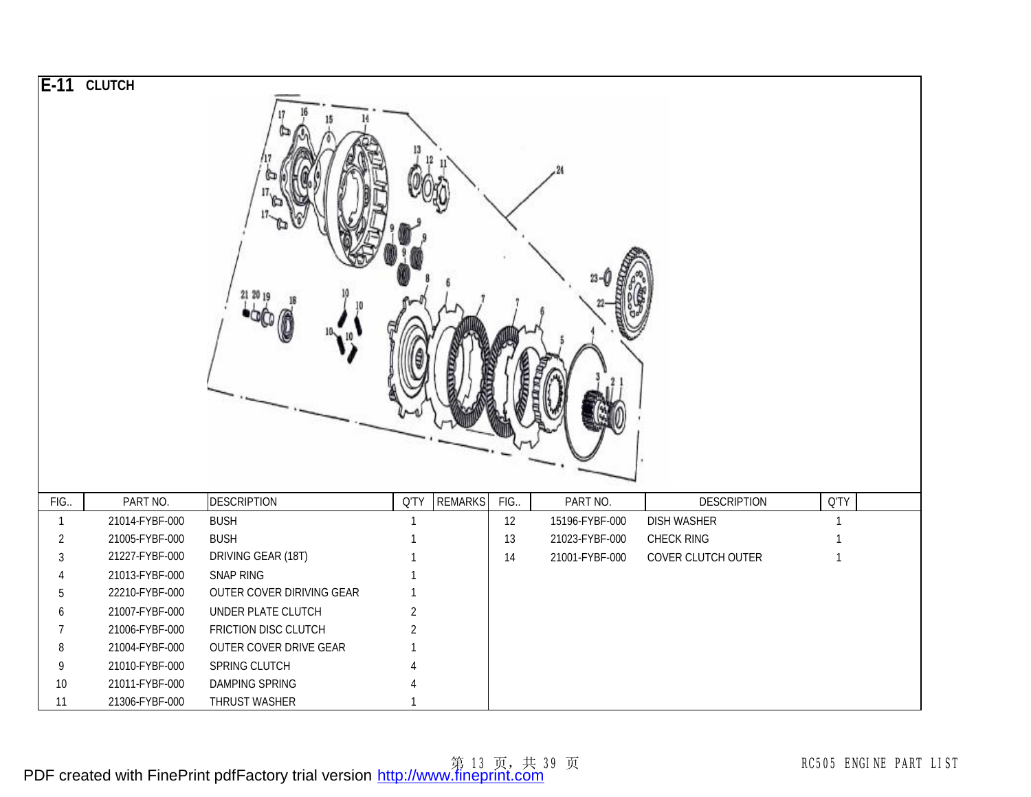## E-11 CLUTCH

| FIG.. | PART NO. | DESCRIPTION | Q'TY | REMARKS | FIG.. | PART NO. | DESCRIPTION | Q'TY | |
|---|---|---|---|---|---|---|---|---|---|
| 1 | 21014-FYBF-000 | BUSH | 1 | | 12 | 15196-FYBF-000 | DISH WASHER | 1 | |
| 2 | 21005-FYBF-000 | BUSH | 1 | | 13 | 21023-FYBF-000 | CHECK RING | 1 | |
| 3 | 21227-FYBF-000 | DRIVING GEAR (18T) | 1 | | 14 | 21001-FYBF-000 | COVER CLUTCH OUTER | 1 | |
| 4 | 21013-FYBF-000 | SNAP RING | 1 | | | | | | |
| 5 | 22210-FYBF-000 | OUTER COVER DIRIVING GEAR | 1 | | | | | | |
| 6 | 21007-FYBF-000 | UNDER PLATE CLUTCH | 2 | | | | | | |
| 7 | 21006-FYBF-000 | FRICTION DISC CLUTCH | 2 | | | | | | |
| 8 | 21004-FYBF-000 | OUTER COVER DRIVE GEAR | 1 | | | | | | |
| 9 | 21010-FYBF-000 | SPRING CLUTCH | 4 | | | | | | |
| 10 | 21011-FYBF-000 | DAMPING SPRING | 4 | | | | | | |
| 11 | 21306-FYBF-000 | THRUST WASHER | 1 | | | | | | |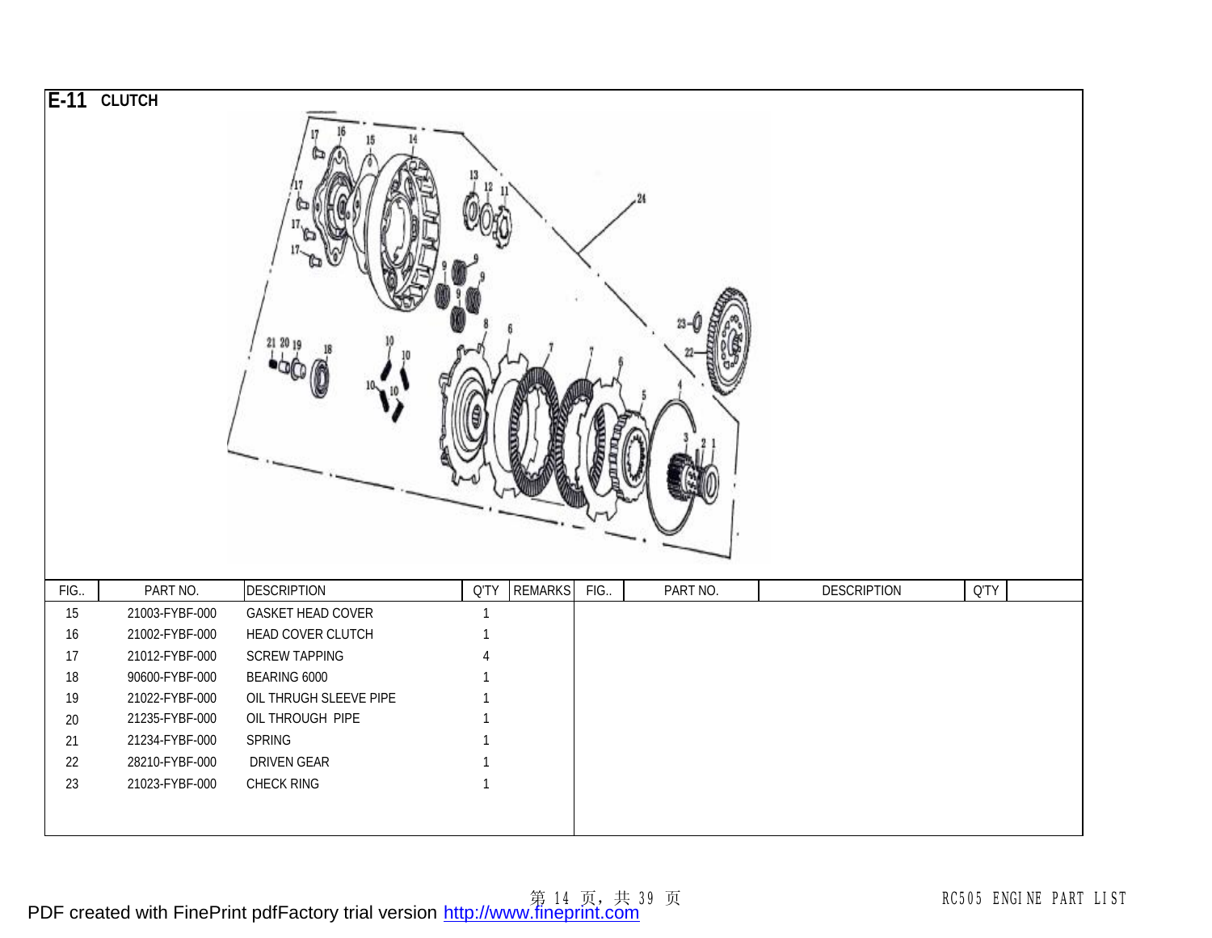# E-11 CLUTCH

| FIG.. | PART NO. | DESCRIPTION | Q'TY | REMARKS | FIG.. | PART NO. | DESCRIPTION | Q'TY | |
|---|---|---|---|---|---|---|---|---|---|
| 15 | 21003-FYBF-000 | GASKET HEAD COVER | 1 | | | | | | |
| 16 | 21002-FYBF-000 | HEAD COVER CLUTCH | 1 | | | | | | |
| 17 | 21012-FYBF-000 | SCREW TAPPING | 4 | | | | | | |
| 18 | 90600-FYBF-000 | BEARING 6000 | 1 | | | | | | |
| 19 | 21022-FYBF-000 | OIL THRUGH SLEEVE PIPE | 1 | | | | | | |
| 20 | 21235-FYBF-000 | OIL THROUGH PIPE | 1 | | | | | | |
| 21 | 21234-FYBF-000 | SPRING | 1 | | | | | | |
| 22 | 28210-FYBF-000 | DRIVEN GEAR | 1 | | | | | | |
| 23 | 21023-FYBF-000 | CHECK RING | 1 | | | | | | |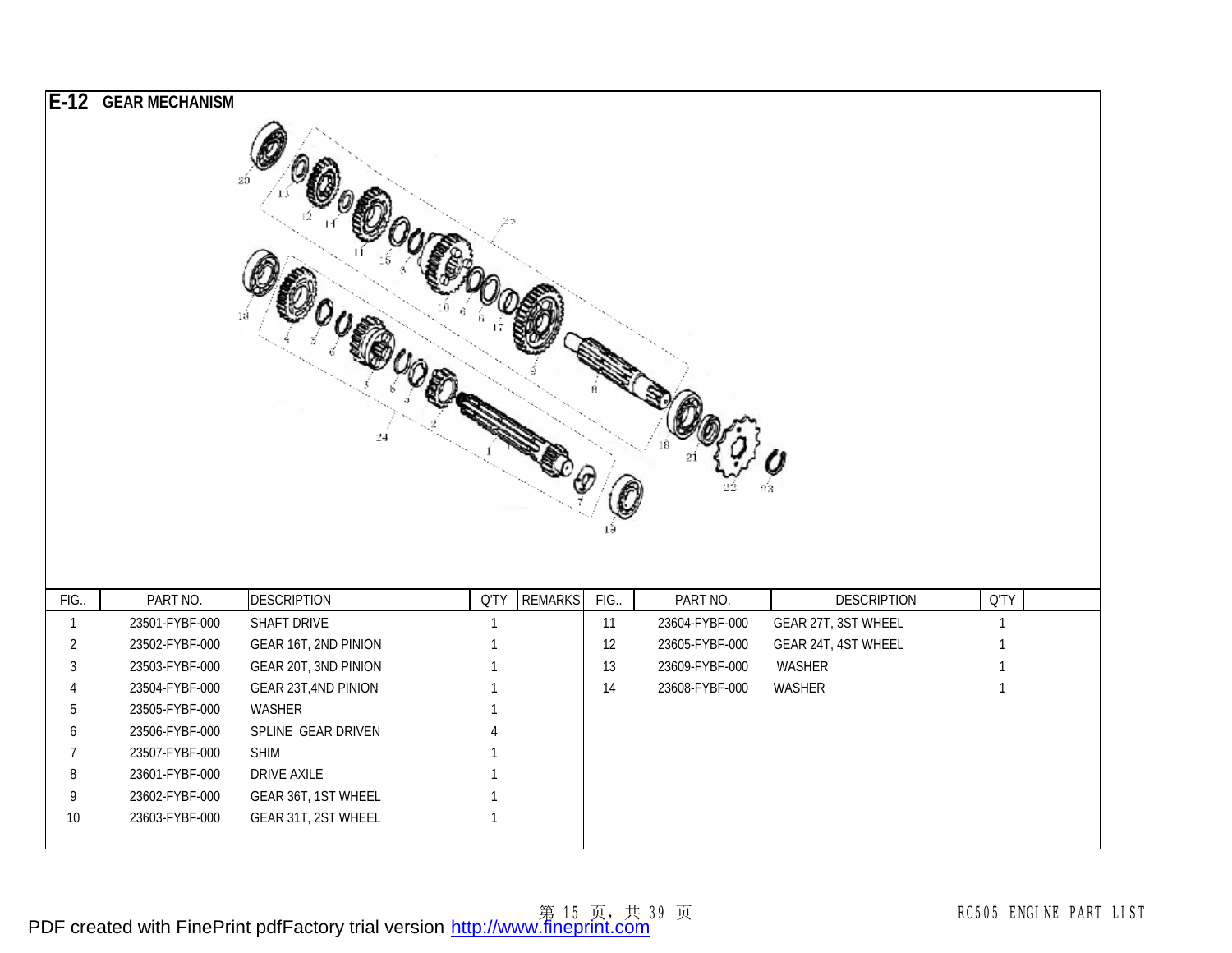# E-12 GEAR MECHANISM

| FIG.. | PART NO. | DESCRIPTION | Q'TY | REMARKS | FIG.. | PART NO. | DESCRIPTION | Q'TY | |
|---|---|---|---|---|---|---|---|---|---|
| 1 | 23501-FYBF-000 | SHAFT DRIVE | 1 | | 11 | 23604-FYBF-000 | GEAR 27T, 3ST WHEEL | 1 | |
| 2 | 23502-FYBF-000 | GEAR 16T, 2ND PINION | 1 | | 12 | 23605-FYBF-000 | GEAR 24T, 4ST WHEEL | 1 | |
| 3 | 23503-FYBF-000 | GEAR 20T, 3ND PINION | 1 | | 13 | 23609-FYBF-000 | WASHER | 1 | |
| 4 | 23504-FYBF-000 | GEAR 23T,4ND PINION | 1 | | 14 | 23608-FYBF-000 | WASHER | 1 | |
| 5 | 23505-FYBF-000 | WASHER | 1 | | | | | | |
| 6 | 23506-FYBF-000 | SPLINE GEAR DRIVEN | 4 | | | | | | |
| 7 | 23507-FYBF-000 | SHIM | 1 | | | | | | |
| 8 | 23601-FYBF-000 | DRIVE AXILE | 1 | | | | | | |
| 9 | 23602-FYBF-000 | GEAR 36T, 1ST WHEEL | 1 | | | | | | |
| 10 | 23603-FYBF-000 | GEAR 31T, 2ST WHEEL | 1 | | | | | | |

PDF created with FinePrint pdfFactory trial version http://www.fineprint.com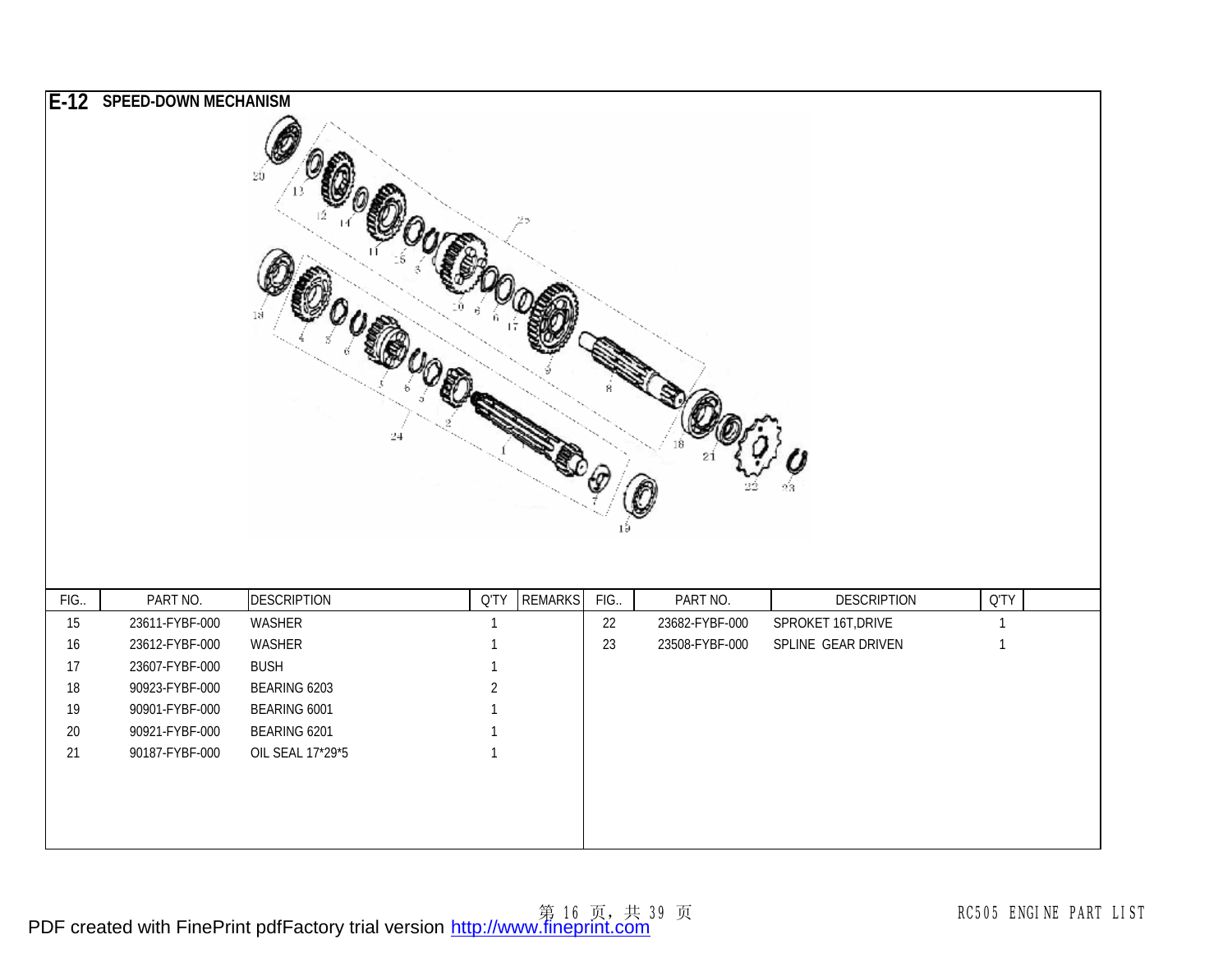## E-12 SPEED-DOWN MECHANISM

| FIG.. | PART NO. | DESCRIPTION | Q'TY | REMARKS | FIG.. | PART NO. | DESCRIPTION | Q'TY | |
|---|---|---|---|---|---|---|---|---|---|
| 15 | 23611-FYBF-000 | WASHER | 1 | | 22 | 23682-FYBF-000 | SPROKET 16T,DRIVE | 1 | |
| 16 | 23612-FYBF-000 | WASHER | 1 | | 23 | 23508-FYBF-000 | SPLINE GEAR DRIVEN | 1 | |
| 17 | 23607-FYBF-000 | BUSH | 1 | | | | | | |
| 18 | 90923-FYBF-000 | BEARING 6203 | 2 | | | | | | |
| 19 | 90901-FYBF-000 | BEARING 6001 | 1 | | | | | | |
| 20 | 90921-FYBF-000 | BEARING 6201 | 1 | | | | | | |
| 21 | 90187-FYBF-000 | OIL SEAL 17*29*5 | 1 | | | | | | |

RC505 ENGINE PART LIST

PDF created with FinePrint pdfFactory trial version http://www.fineprint.com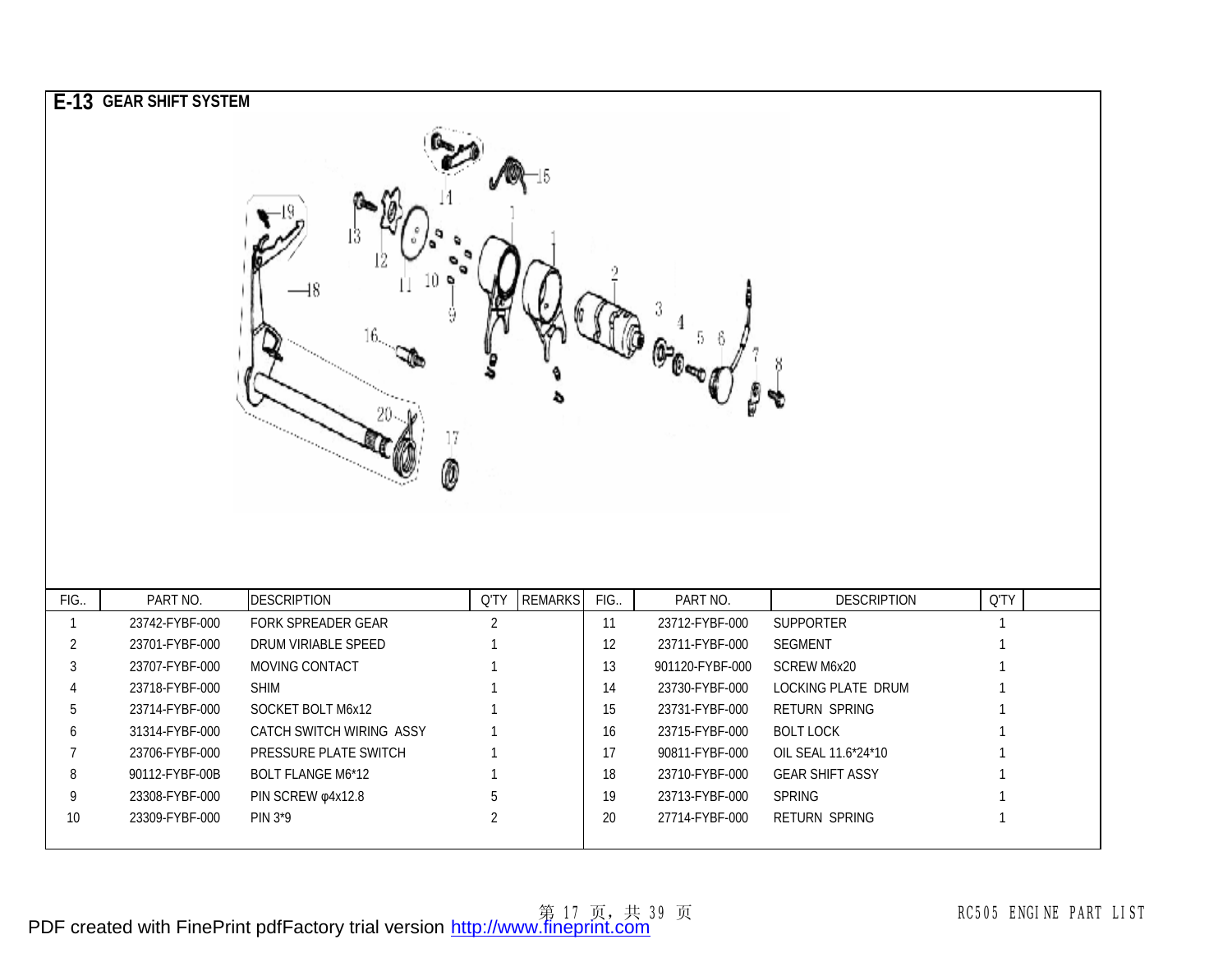# E-13 GEAR SHIFT SYSTEM

| FIG.. | PART NO. | DESCRIPTION | Q'TY | REMARKS | FIG.. | PART NO. | DESCRIPTION | Q'TY | |
|---|---|---|---|---|---|---|---|---|---|
| 1 | 23742-FYBF-000 | FORK SPREADER GEAR | 2 | | 11 | 23712-FYBF-000 | SUPPORTER | 1 | |
| 2 | 23701-FYBF-000 | DRUM VIRIABLE SPEED | 1 | | 12 | 23711-FYBF-000 | SEGMENT | 1 | |
| 3 | 23707-FYBF-000 | MOVING CONTACT | 1 | | 13 | 901120-FYBF-000 | SCREW M6x20 | 1 | |
| 4 | 23718-FYBF-000 | SHIM | 1 | | 14 | 23730-FYBF-000 | LOCKING PLATE DRUM | 1 | |
| 5 | 23714-FYBF-000 | SOCKET BOLT M6x12 | 1 | | 15 | 23731-FYBF-000 | RETURN SPRING | 1 | |
| 6 | 31314-FYBF-000 | CATCH SWITCH WIRING ASSY | 1 | | 16 | 23715-FYBF-000 | BOLT LOCK | 1 | |
| 7 | 23706-FYBF-000 | PRESSURE PLATE SWITCH | 1 | | 17 | 90811-FYBF-000 | OIL SEAL 11.6*24*10 | 1 | |
| 8 | 90112-FYBF-00B | BOLT FLANGE M6*12 | 1 | | 18 | 23710-FYBF-000 | GEAR SHIFT ASSY | 1 | |
| 9 | 23308-FYBF-000 | PIN SCREW φ4x12.8 | 5 | | 19 | 23713-FYBF-000 | SPRING | 1 | |
| 10 | 23309-FYBF-000 | PIN 3*9 | 2 | | 20 | 27714-FYBF-000 | RETURN SPRING | 1 | |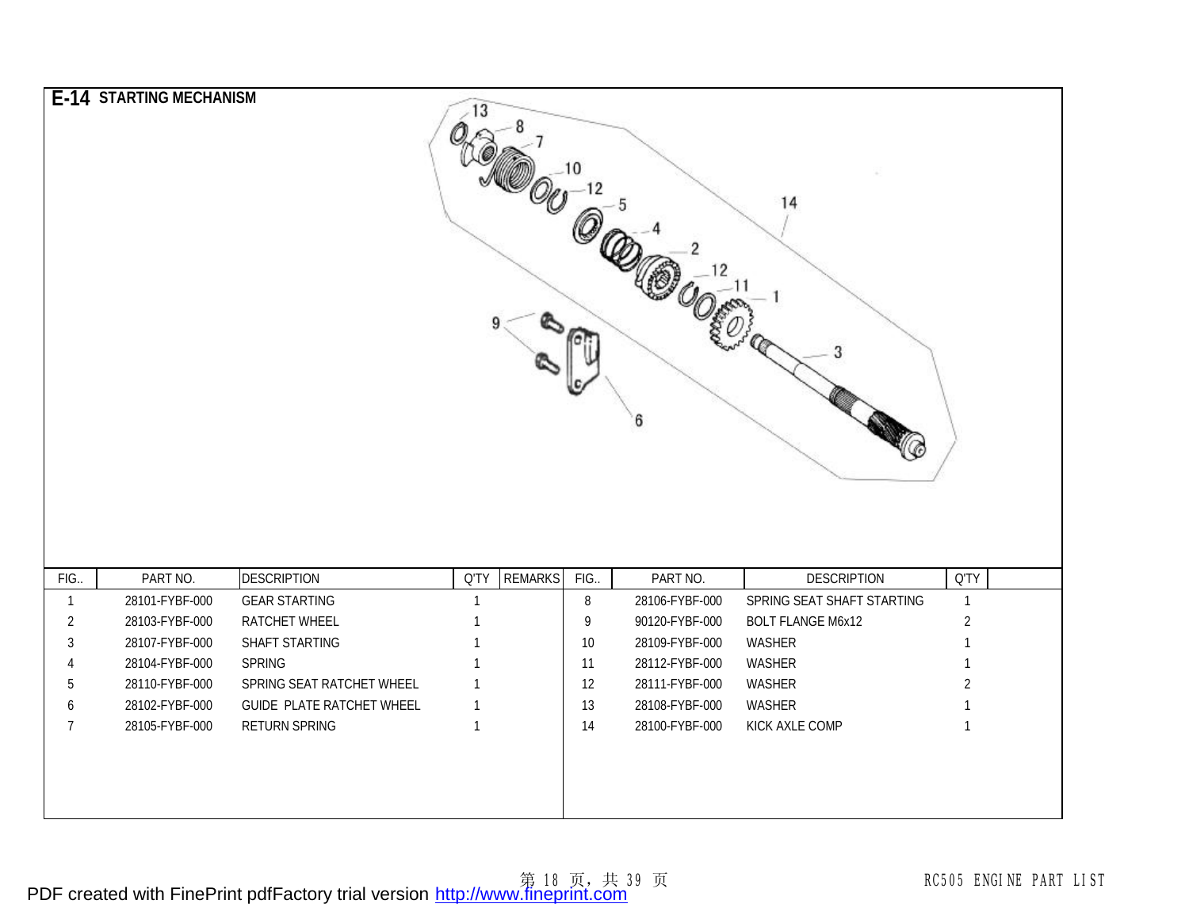# E-14 STARTING MECHANISM

| FIG.. | PART NO. | DESCRIPTION | Q'TY | REMARKS | FIG.. | PART NO. | DESCRIPTION | Q'TY | |
|---|---|---|---|---|---|---|---|---|---|
| 1 | 28101-FYBF-000 | GEAR STARTING | 1 | | 8 | 28106-FYBF-000 | SPRING SEAT SHAFT STARTING | 1 | |
| 2 | 28103-FYBF-000 | RATCHET WHEEL | 1 | | 9 | 90120-FYBF-000 | BOLT FLANGE M6x12 | 2 | |
| 3 | 28107-FYBF-000 | SHAFT STARTING | 1 | | 10 | 28109-FYBF-000 | WASHER | 1 | |
| 4 | 28104-FYBF-000 | SPRING | 1 | | 11 | 28112-FYBF-000 | WASHER | 1 | |
| 5 | 28110-FYBF-000 | SPRING SEAT RATCHET WHEEL | 1 | | 12 | 28111-FYBF-000 | WASHER | 2 | |
| 6 | 28102-FYBF-000 | GUIDE PLATE RATCHET WHEEL | 1 | | 13 | 28108-FYBF-000 | WASHER | 1 | |
| 7 | 28105-FYBF-000 | RETURN SPRING | 1 | | 14 | 28100-FYBF-000 | KICK AXLE COMP | 1 | |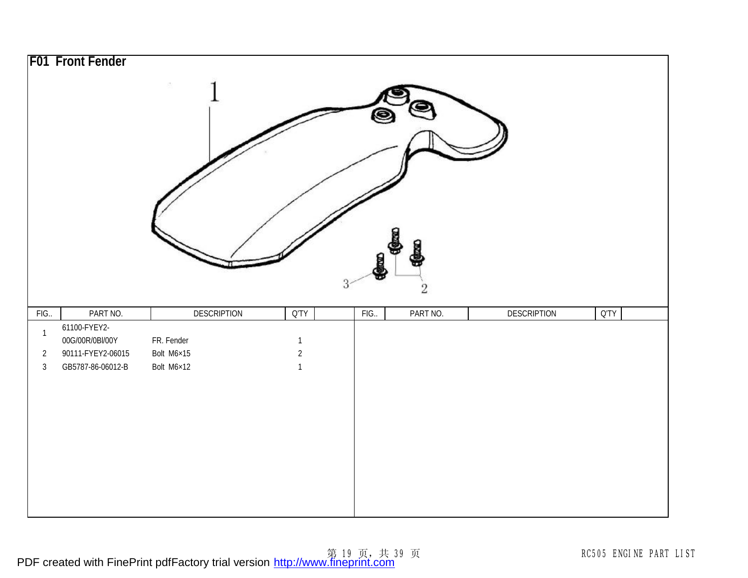# F01 Front Fender

| FIG.. | PART NO. | DESCRIPTION | Q'TY | | FIG.. | PART NO. | DESCRIPTION | Q'TY | |
|---|---|---|---|---|---|---|---|---|---|
| 1 | 61100-FYEY2-00G/00R/0BI/00Y | FR. Fender | 1 | | | | | | |
| 2 | 90111-FYEY2-06015 | Bolt M6×15 | 2 | | | | | | |
| 3 | GB5787-86-06012-B | Bolt M6×12 | 1 | | | | | | |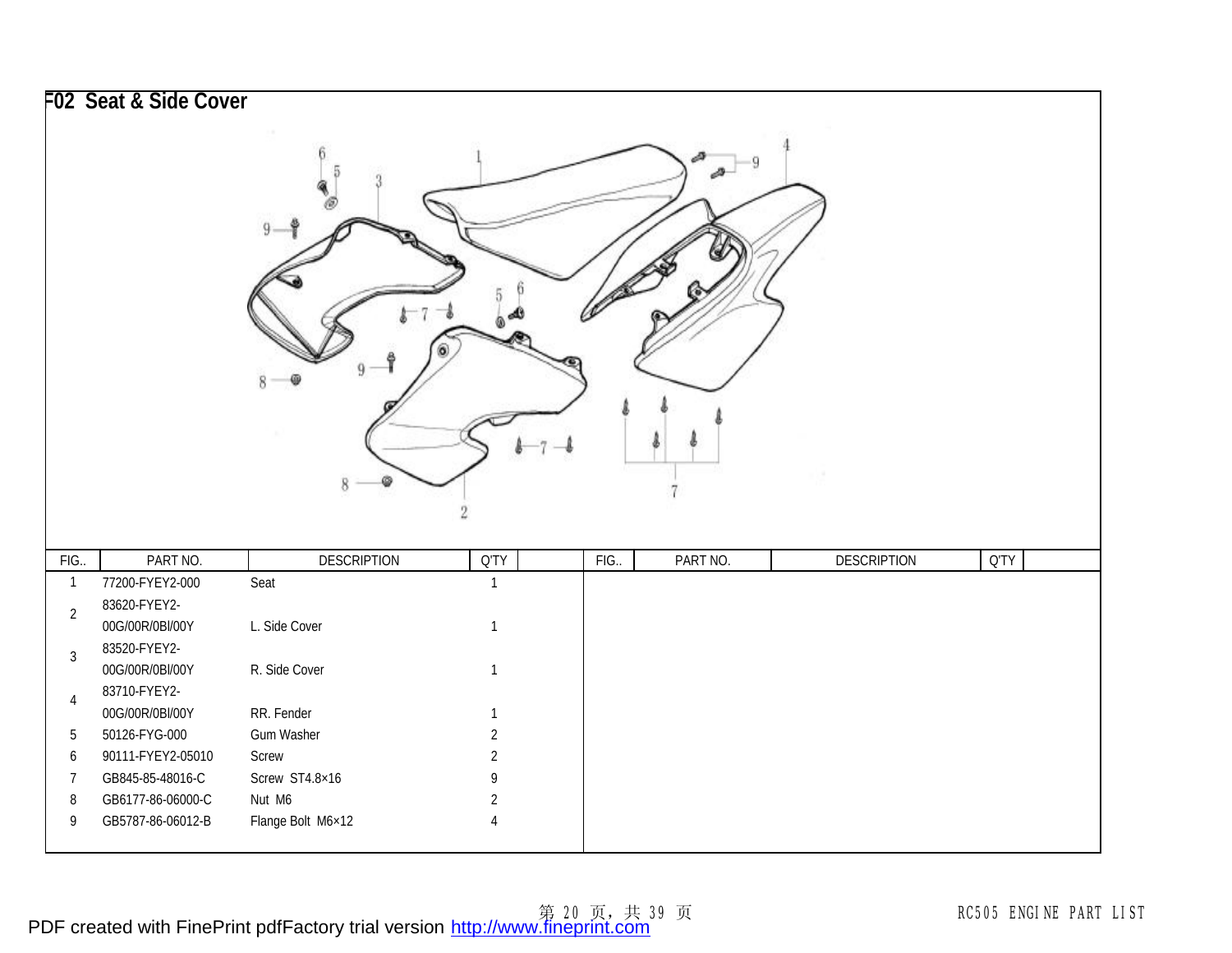# F02 Seat & Side Cover

| FIG.. | PART NO. | DESCRIPTION | Q'TY | | FIG.. | PART NO. | DESCRIPTION | Q'TY | |
|---|---|---|---|---|---|---|---|---|---|
| 1 | 77200-FYEY2-000 | Seat | 1 | | | | | | |
| 2 | 83620-FYEY2-00G/00R/0BI/00Y | L. Side Cover | 1 | | | | | | |
| 3 | 83520-FYEY2-00G/00R/0BI/00Y | R. Side Cover | 1 | | | | | | |
| 4 | 83710-FYEY2-00G/00R/0BI/00Y | RR. Fender | 1 | | | | | | |
| 5 | 50126-FYG-000 | Gum Washer | 2 | | | | | | |
| 6 | 90111-FYEY2-05010 | Screw | 2 | | | | | | |
| 7 | GB845-85-48016-C | Screw ST4.8×16 | 9 | | | | | | |
| 8 | GB6177-86-06000-C | Nut M6 | 2 | | | | | | |
| 9 | GB5787-86-06012-B | Flange Bolt M6×12 | 4 | | | | | | |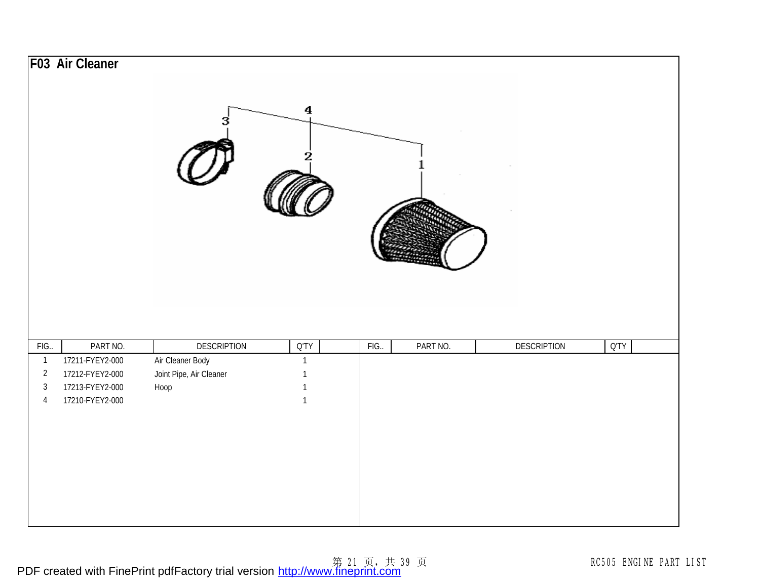# F03 Air Cleaner

| FIG.. | PART NO. | DESCRIPTION | Q'TY | | FIG.. | PART NO. | DESCRIPTION | Q'TY | |
|---|---|---|---|---|---|---|---|---|---|
| 1 | 17211-FYEY2-000 | Air Cleaner Body | 1 | | | | | | |
| 2 | 17212-FYEY2-000 | Joint Pipe, Air Cleaner | 1 | | | | | | |
| 3 | 17213-FYEY2-000 | Hoop | 1 | | | | | | |
| 4 | 17210-FYEY2-000 | | 1 | | | | | | |

PDF created with FinePrint pdfFactory trial version http://www.fineprint.com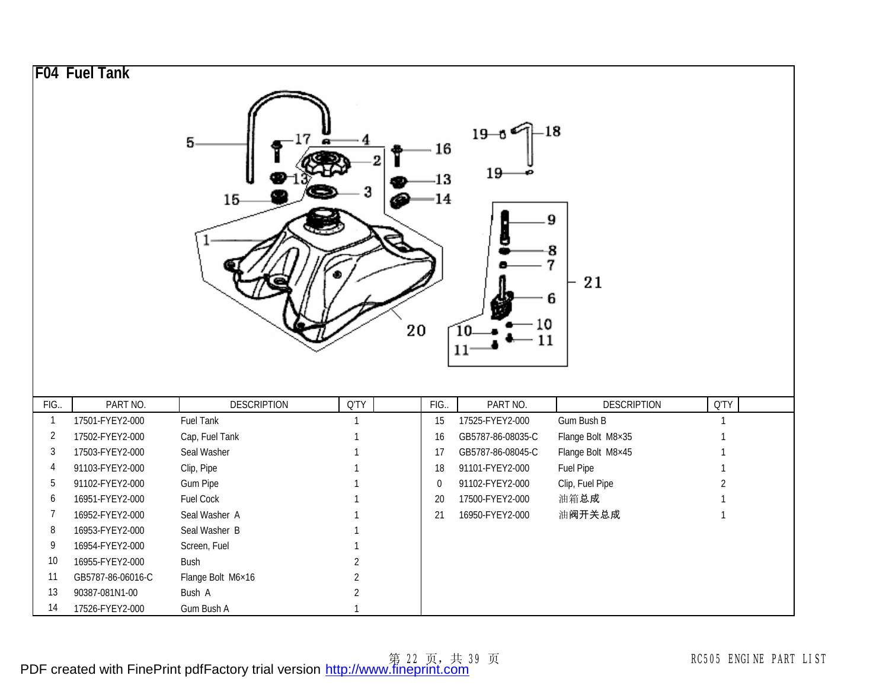# F04 Fuel Tank

| FIG.. | PART NO. | DESCRIPTION | Q'TY | | FIG.. | PART NO. | DESCRIPTION | Q'TY | |
|---|---|---|---|---|---|---|---|---|---|
| 1 | 17501-FYEY2-000 | Fuel Tank | 1 | | 15 | 17525-FYEY2-000 | Gum Bush B | 1 | |
| 2 | 17502-FYEY2-000 | Cap, Fuel Tank | 1 | | 16 | GB5787-86-08035-C | Flange Bolt M8×35 | 1 | |
| 3 | 17503-FYEY2-000 | Seal Washer | 1 | | 17 | GB5787-86-08045-C | Flange Bolt M8×45 | 1 | |
| 4 | 91103-FYEY2-000 | Clip, Pipe | 1 | | 18 | 91101-FYEY2-000 | Fuel Pipe | 1 | |
| 5 | 91102-FYEY2-000 | Gum Pipe | 1 | | 0 | 91102-FYEY2-000 | Clip, Fuel Pipe | 2 | |
| 6 | 16951-FYEY2-000 | Fuel Cock | 1 | | 20 | 17500-FYEY2-000 | 油箱总成 | 1 | |
| 7 | 16952-FYEY2-000 | Seal Washer A | 1 | | 21 | 16950-FYEY2-000 | 油阀开关总成 | 1 | |
| 8 | 16953-FYEY2-000 | Seal Washer B | 1 | | | | | | |
| 9 | 16954-FYEY2-000 | Screen, Fuel | 1 | | | | | | |
| 10 | 16955-FYEY2-000 | Bush | 2 | | | | | | |
| 11 | GB5787-86-06016-C | Flange Bolt M6×16 | 2 | | | | | | |
| 13 | 90387-081N1-00 | Bush A | 2 | | | | | | |
| 14 | 17526-FYEY2-000 | Gum Bush A | 1 | | | | | | |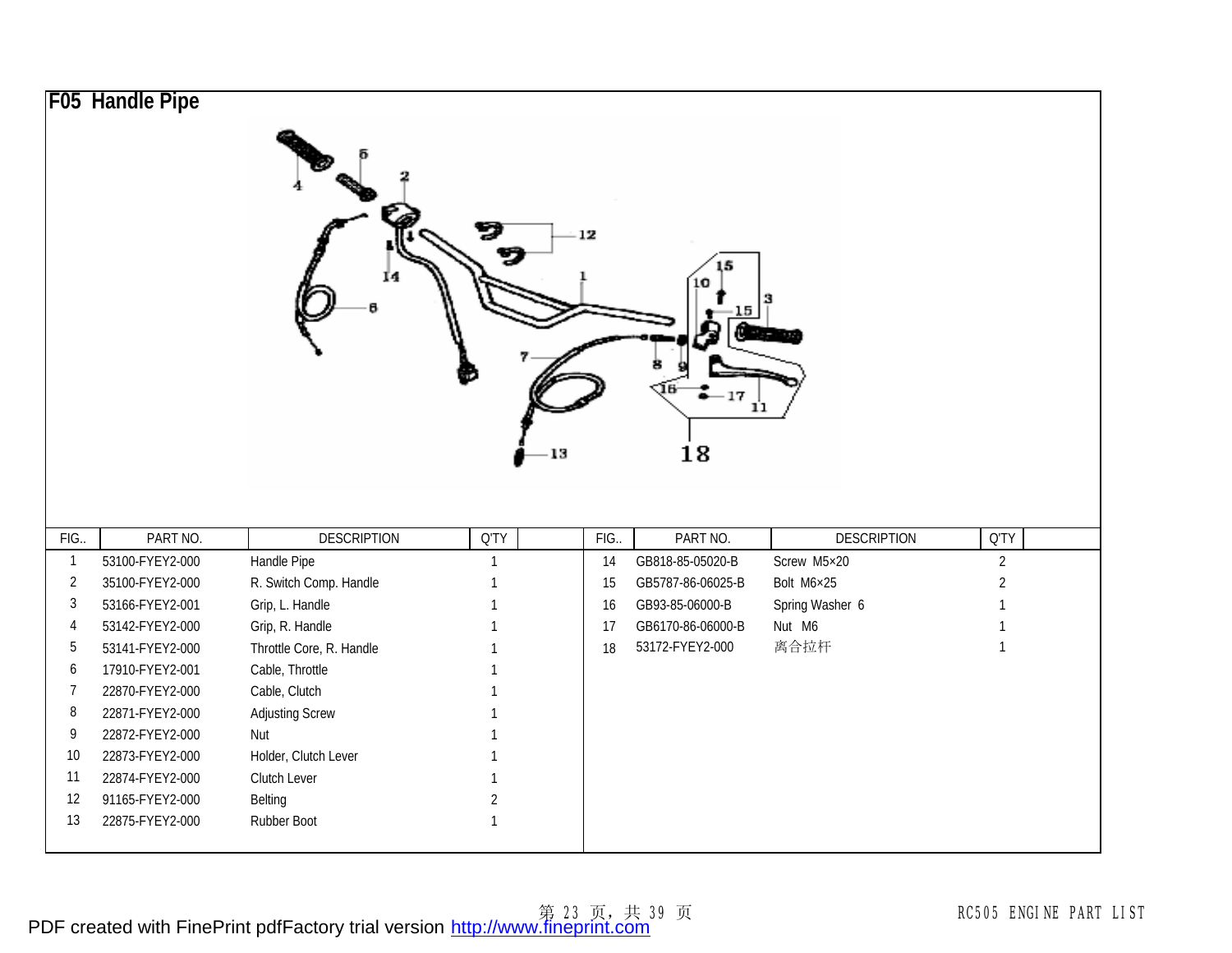# F05 Handle Pipe

| FIG.. | PART NO. | DESCRIPTION | Q'TY | | FIG.. | PART NO. | DESCRIPTION | Q'TY | |
|---|---|---|---|---|---|---|---|---|---|
| 1 | 53100-FYEY2-000 | Handle Pipe | 1 | | 14 | GB818-85-05020-B | Screw M5×20 | 2 | |
| 2 | 35100-FYEY2-000 | R. Switch Comp. Handle | 1 | | 15 | GB5787-86-06025-B | Bolt M6×25 | 2 | |
| 3 | 53166-FYEY2-001 | Grip, L. Handle | 1 | | 16 | GB93-85-06000-B | Spring Washer 6 | 1 | |
| 4 | 53142-FYEY2-000 | Grip, R. Handle | 1 | | 17 | GB6170-86-06000-B | Nut M6 | 1 | |
| 5 | 53141-FYEY2-000 | Throttle Core, R. Handle | 1 | | 18 | 53172-FYEY2-000 | 离合拉杆 | 1 | |
| 6 | 17910-FYEY2-001 | Cable, Throttle | 1 | | | | | | |
| 7 | 22870-FYEY2-000 | Cable, Clutch | 1 | | | | | | |
| 8 | 22871-FYEY2-000 | Adjusting Screw | 1 | | | | | | |
| 9 | 22872-FYEY2-000 | Nut | 1 | | | | | | |
| 10 | 22873-FYEY2-000 | Holder, Clutch Lever | 1 | | | | | | |
| 11 | 22874-FYEY2-000 | Clutch Lever | 1 | | | | | | |
| 12 | 91165-FYEY2-000 | Belting | 2 | | | | | | |
| 13 | 22875-FYEY2-000 | Rubber Boot | 1 | | | | | | |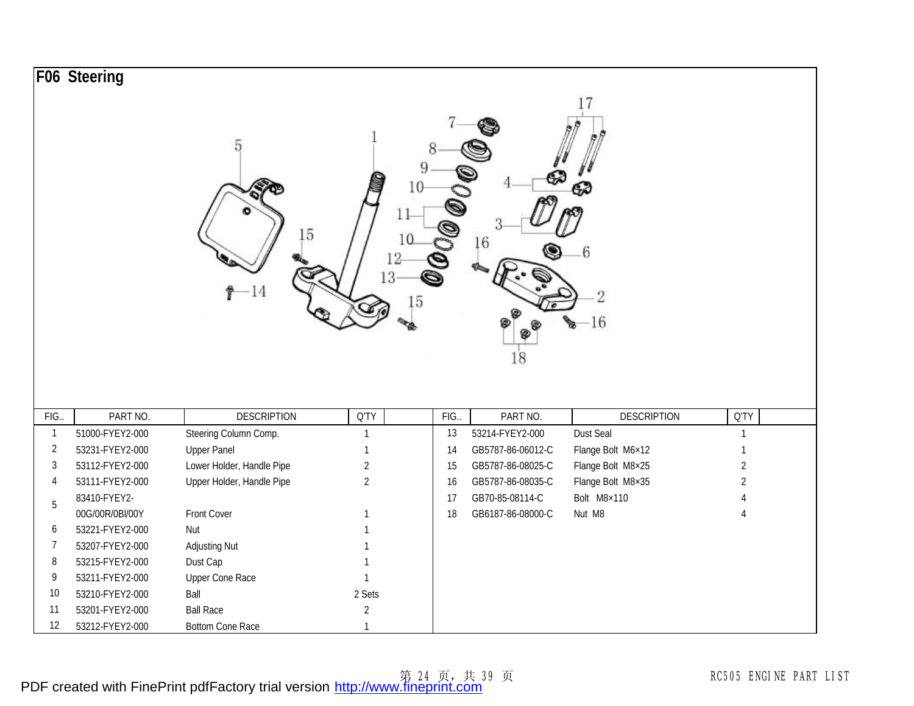# F06 Steering

| FIG.. | PART NO. | DESCRIPTION | Q'TY | | FIG.. | PART NO. | DESCRIPTION | Q'TY | |
|---|---|---|---|---|---|---|---|---|---|
| 1 | 51000-FYEY2-000 | Steering Column Comp. | 1 | | 13 | 53214-FYEY2-000 | Dust Seal | 1 | |
| 2 | 53231-FYEY2-000 | Upper Panel | 1 | | 14 | GB5787-86-06012-C | Flange Bolt M6×12 | 1 | |
| 3 | 53112-FYEY2-000 | Lower Holder, Handle Pipe | 2 | | 15 | GB5787-86-08025-C | Flange Bolt M8×25 | 2 | |
| 4 | 53111-FYEY2-000 | Upper Holder, Handle Pipe | 2 | | 16 | GB5787-86-08035-C | Flange Bolt M8×35 | 2 | |
| 5 | 83410-FYEY2-00G/00R/0BI/00Y | Front Cover | 1 | | 17 | GB70-85-08114-C | Bolt M8×110 | 4 | |
| 6 | 53221-FYEY2-000 | Nut | 1 | | 18 | GB6187-86-08000-C | Nut M8 | 4 | |
| 7 | 53207-FYEY2-000 | Adjusting Nut | 1 | | | | | | |
| 8 | 53215-FYEY2-000 | Dust Cap | 1 | | | | | | |
| 9 | 53211-FYEY2-000 | Upper Cone Race | 1 | | | | | | |
| 10 | 53210-FYEY2-000 | Ball | 2 Sets | | | | | | |
| 11 | 53201-FYEY2-000 | Ball Race | 2 | | | | | | |
| 12 | 53212-FYEY2-000 | Bottom Cone Race | 1 | | | | | | |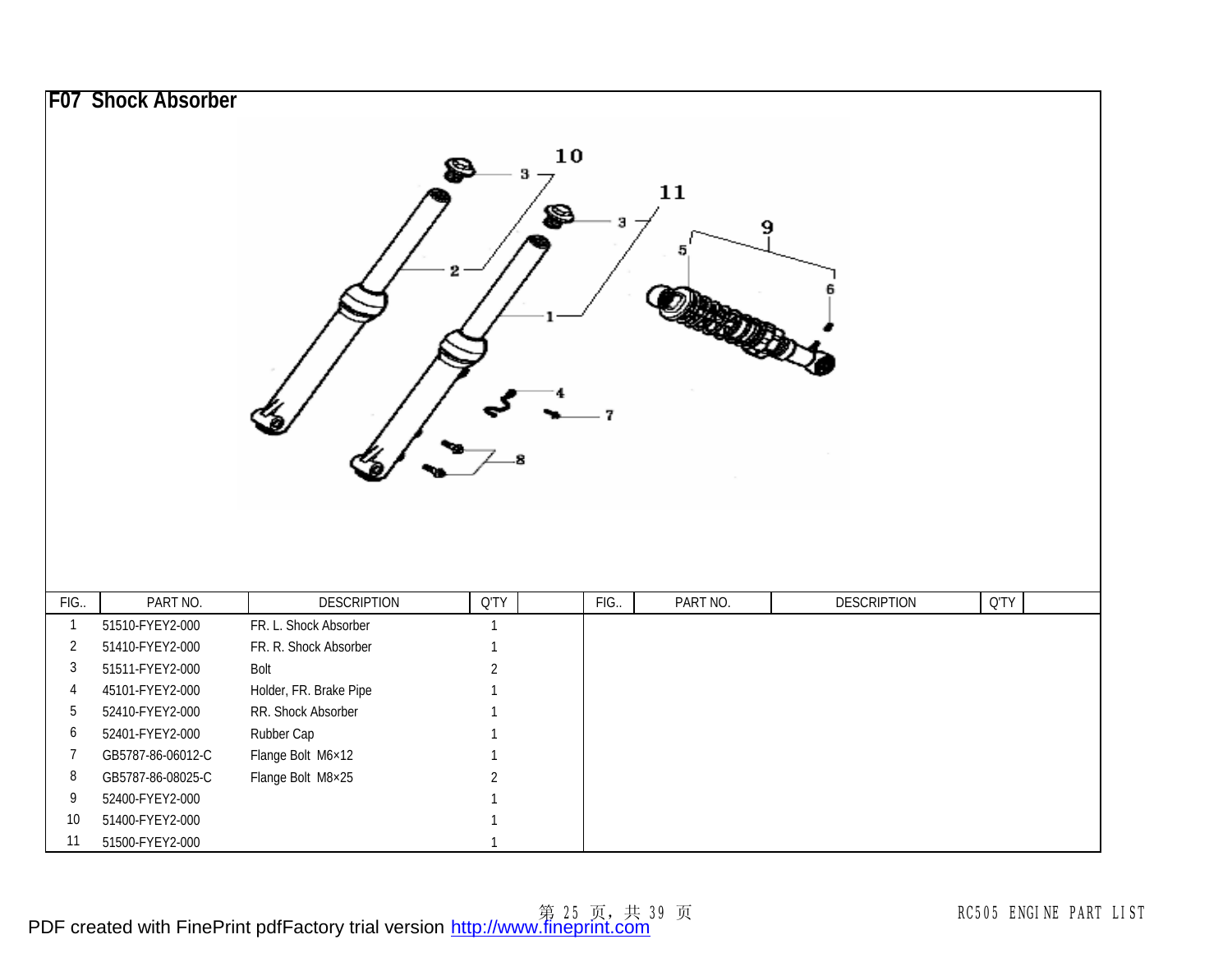# F07 Shock Absorber

| FIG.. | PART NO. | DESCRIPTION | Q'TY | | FIG.. | PART NO. | DESCRIPTION | Q'TY | |
|---|---|---|---|---|---|---|---|---|---|
| 1 | 51510-FYEY2-000 | FR. L. Shock Absorber | 1 | | | | | | |
| 2 | 51410-FYEY2-000 | FR. R. Shock Absorber | 1 | | | | | | |
| 3 | 51511-FYEY2-000 | Bolt | 2 | | | | | | |
| 4 | 45101-FYEY2-000 | Holder, FR. Brake Pipe | 1 | | | | | | |
| 5 | 52410-FYEY2-000 | RR. Shock Absorber | 1 | | | | | | |
| 6 | 52401-FYEY2-000 | Rubber Cap | 1 | | | | | | |
| 7 | GB5787-86-06012-C | Flange Bolt M6×12 | 1 | | | | | | |
| 8 | GB5787-86-08025-C | Flange Bolt M8×25 | 2 | | | | | | |
| 9 | 52400-FYEY2-000 | | 1 | | | | | | |
| 10 | 51400-FYEY2-000 | | 1 | | | | | | |
| 11 | 51500-FYEY2-000 | | 1 | | | | | | |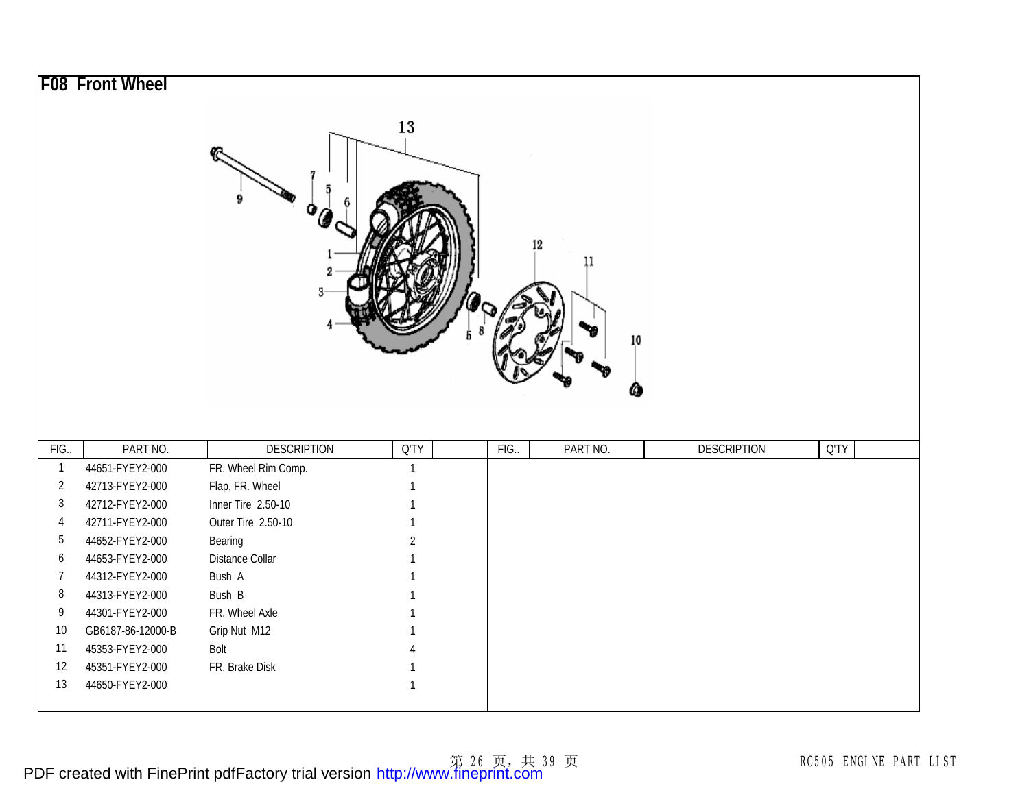## F08 Front Wheel

| FIG.. | PART NO. | DESCRIPTION | Q'TY | | FIG.. | PART NO. | DESCRIPTION | Q'TY | |
|---|---|---|---|---|---|---|---|---|---|
| 1 | 44651-FYEY2-000 | FR. Wheel Rim Comp. | 1 | | | | | | |
| 2 | 42713-FYEY2-000 | Flap, FR. Wheel | 1 | | | | | | |
| 3 | 42712-FYEY2-000 | Inner Tire 2.50-10 | 1 | | | | | | |
| 4 | 42711-FYEY2-000 | Outer Tire 2.50-10 | 1 | | | | | | |
| 5 | 44652-FYEY2-000 | Bearing | 2 | | | | | | |
| 6 | 44653-FYEY2-000 | Distance Collar | 1 | | | | | | |
| 7 | 44312-FYEY2-000 | Bush A | 1 | | | | | | |
| 8 | 44313-FYEY2-000 | Bush B | 1 | | | | | | |
| 9 | 44301-FYEY2-000 | FR. Wheel Axle | 1 | | | | | | |
| 10 | GB6187-86-12000-B | Grip Nut M12 | 1 | | | | | | |
| 11 | 45353-FYEY2-000 | Bolt | 4 | | | | | | |
| 12 | 45351-FYEY2-000 | FR. Brake Disk | 1 | | | | | | |
| 13 | 44650-FYEY2-000 | | 1 | | | | | | |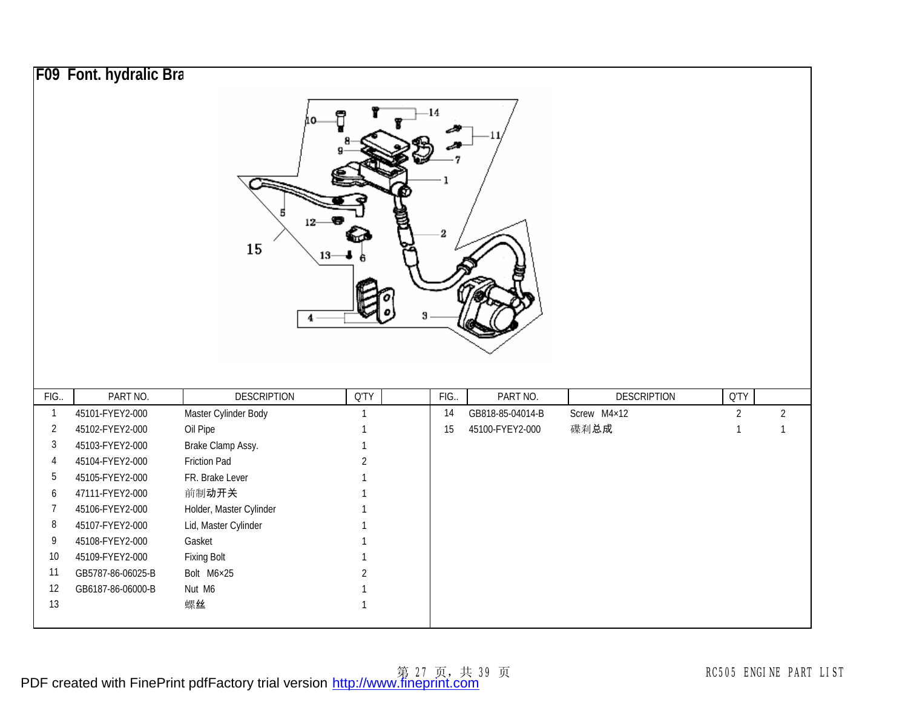## F09 Font. hydralic Bra

| FIG.. | PART NO. | DESCRIPTION | Q'TY | | FIG.. | PART NO. | DESCRIPTION | Q'TY | |
|---|---|---|---|---|---|---|---|---|---|
| 1 | 45101-FYEY2-000 | Master Cylinder Body | 1 | | 14 | GB818-85-04014-B | Screw M4×12 | 2 | 2 |
| 2 | 45102-FYEY2-000 | Oil Pipe | 1 | | 15 | 45100-FYEY2-000 | 碟刹总成 | 1 | 1 |
| 3 | 45103-FYEY2-000 | Brake Clamp Assy. | 1 | | | | | | |
| 4 | 45104-FYEY2-000 | Friction Pad | 2 | | | | | | |
| 5 | 45105-FYEY2-000 | FR. Brake Lever | 1 | | | | | | |
| 6 | 47111-FYEY2-000 | 前制动开关 | 1 | | | | | | |
| 7 | 45106-FYEY2-000 | Holder, Master Cylinder | 1 | | | | | | |
| 8 | 45107-FYEY2-000 | Lid, Master Cylinder | 1 | | | | | | |
| 9 | 45108-FYEY2-000 | Gasket | 1 | | | | | | |
| 10 | 45109-FYEY2-000 | Fixing Bolt | 1 | | | | | | |
| 11 | GB5787-86-06025-B | Bolt M6×25 | 2 | | | | | | |
| 12 | GB6187-86-06000-B | Nut M6 | 1 | | | | | | |
| 13 | | 螺丝 | 1 | | | | | | |

RC505 ENGINE PART LIST

PDF created with FinePrint pdfFactory trial version http://www.fineprint.com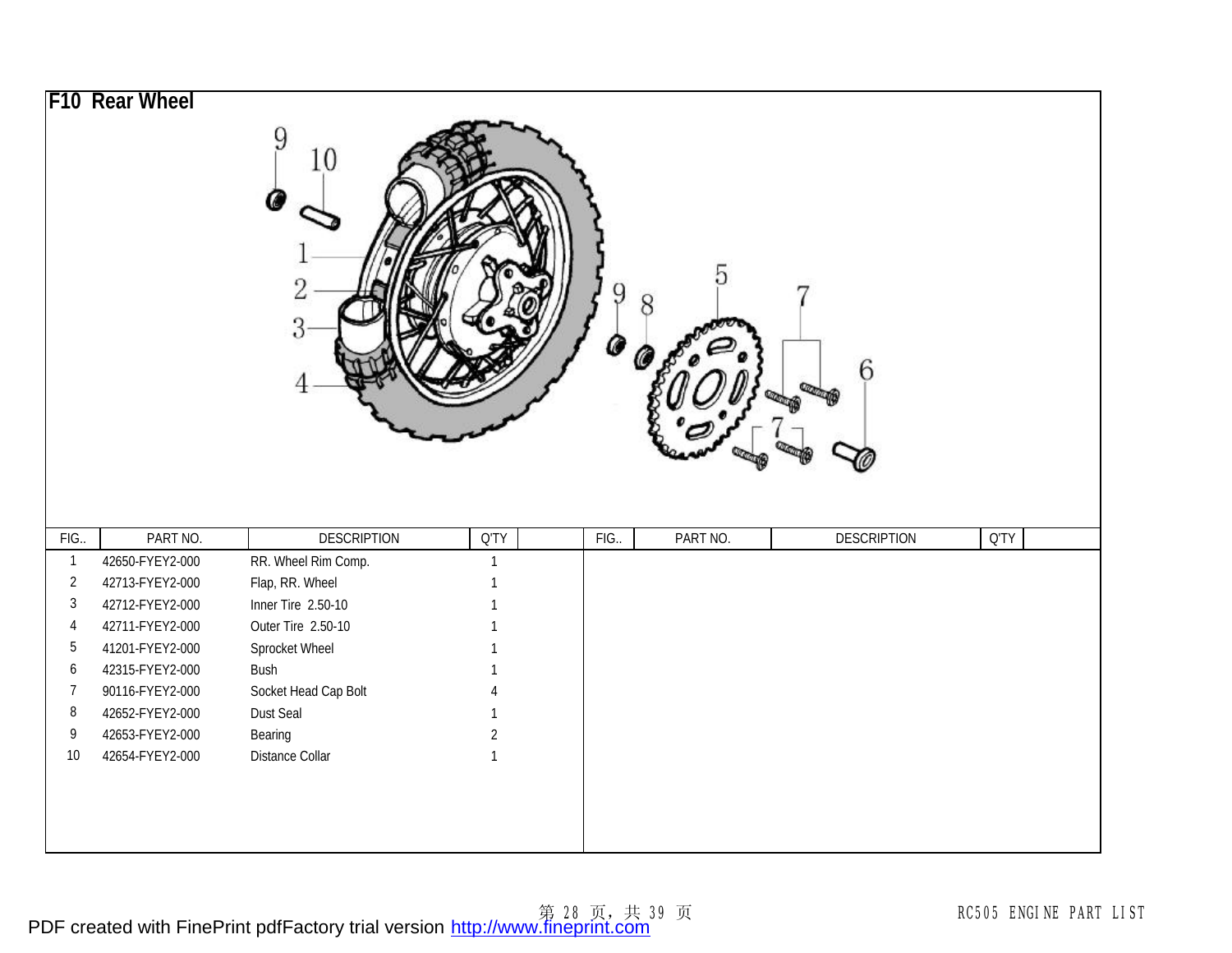# F10 Rear Wheel

| FIG.. | PART NO. | DESCRIPTION | Q'TY | | FIG.. | PART NO. | DESCRIPTION | Q'TY | |
|---|---|---|---|---|---|---|---|---|---|
| 1 | 42650-FYEY2-000 | RR. Wheel Rim Comp. | 1 | | | | | | |
| 2 | 42713-FYEY2-000 | Flap, RR. Wheel | 1 | | | | | | |
| 3 | 42712-FYEY2-000 | Inner Tire 2.50-10 | 1 | | | | | | |
| 4 | 42711-FYEY2-000 | Outer Tire 2.50-10 | 1 | | | | | | |
| 5 | 41201-FYEY2-000 | Sprocket Wheel | 1 | | | | | | |
| 6 | 42315-FYEY2-000 | Bush | 1 | | | | | | |
| 7 | 90116-FYEY2-000 | Socket Head Cap Bolt | 4 | | | | | | |
| 8 | 42652-FYEY2-000 | Dust Seal | 1 | | | | | | |
| 9 | 42653-FYEY2-000 | Bearing | 2 | | | | | | |
| 10 | 42654-FYEY2-000 | Distance Collar | 1 | | | | | | |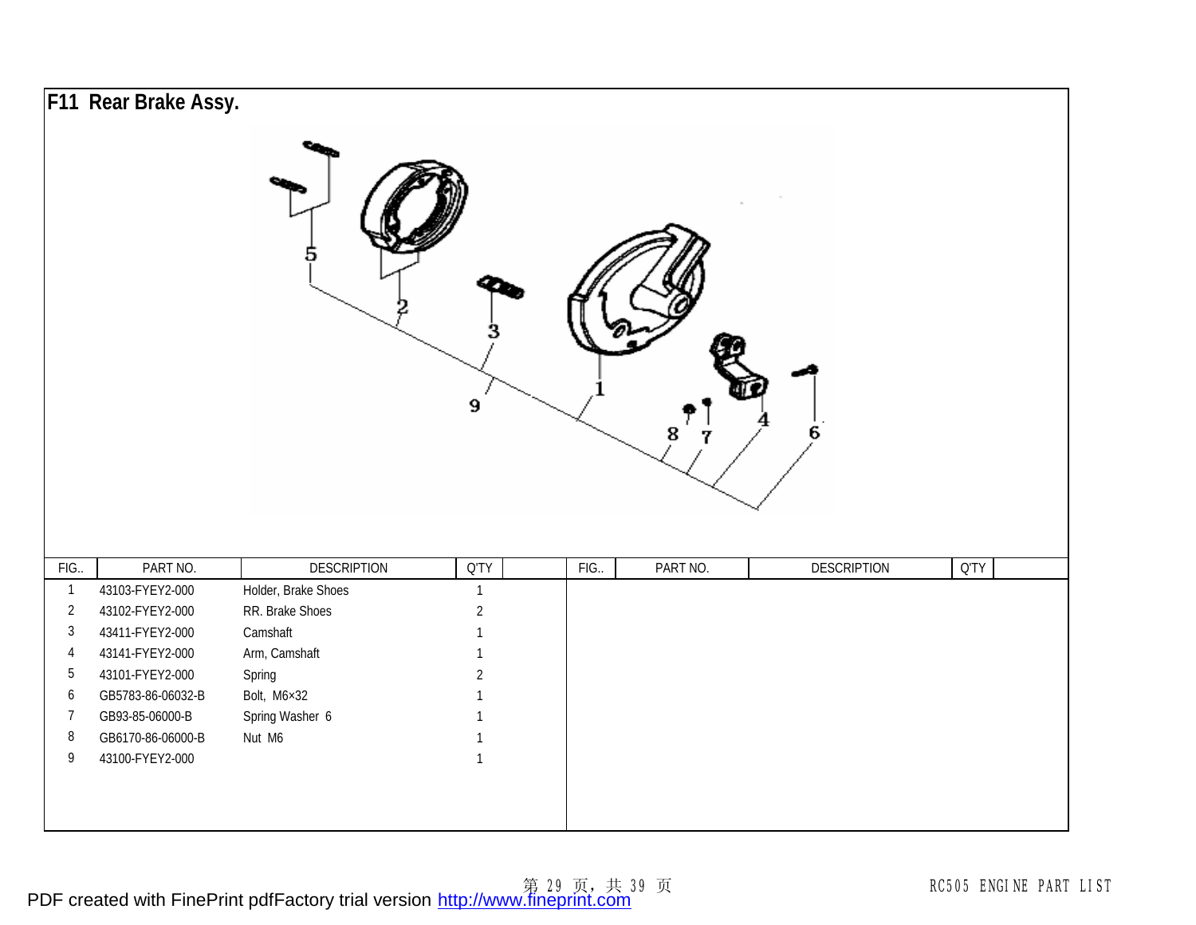## F11 Rear Brake Assy.

| FIG.. | PART NO. | DESCRIPTION | Q'TY | | FIG.. | PART NO. | DESCRIPTION | Q'TY | |
|---|---|---|---|---|---|---|---|---|---|
| 1 | 43103-FYEY2-000 | Holder, Brake Shoes | 1 | | | | | | |
| 2 | 43102-FYEY2-000 | RR. Brake Shoes | 2 | | | | | | |
| 3 | 43411-FYEY2-000 | Camshaft | 1 | | | | | | |
| 4 | 43141-FYEY2-000 | Arm, Camshaft | 1 | | | | | | |
| 5 | 43101-FYEY2-000 | Spring | 2 | | | | | | |
| 6 | GB5783-86-06032-B | Bolt, M6×32 | 1 | | | | | | |
| 7 | GB93-85-06000-B | Spring Washer 6 | 1 | | | | | | |
| 8 | GB6170-86-06000-B | Nut M6 | 1 | | | | | | |
| 9 | 43100-FYEY2-000 | | 1 | | | | | | |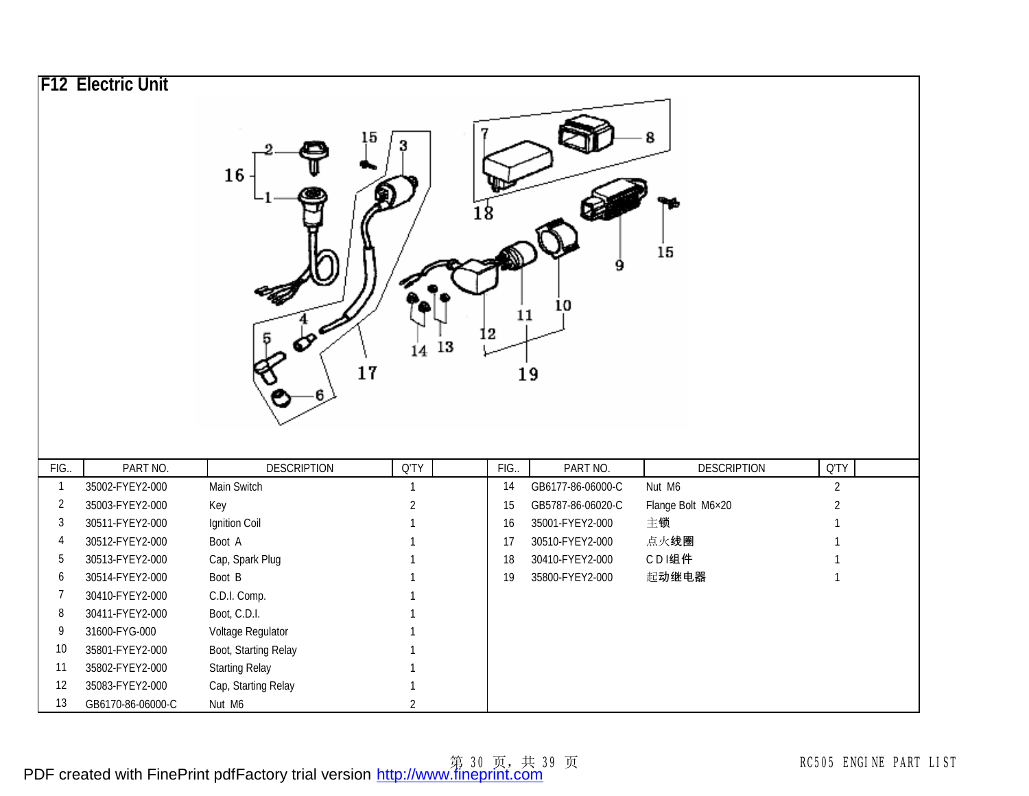## F12 Electric Unit

| FIG.. | PART NO. | DESCRIPTION | Q'TY | | FIG.. | PART NO. | DESCRIPTION | Q'TY | |
|---|---|---|---|---|---|---|---|---|---|
| 1 | 35002-FYEY2-000 | Main Switch | 1 | | 14 | GB6177-86-06000-C | Nut M6 | 2 | |
| 2 | 35003-FYEY2-000 | Key | 2 | | 15 | GB5787-86-06020-C | Flange Bolt M6×20 | 2 | |
| 3 | 30511-FYEY2-000 | Ignition Coil | 1 | | 16 | 35001-FYEY2-000 | 主锁 | 1 | |
| 4 | 30512-FYEY2-000 | Boot A | 1 | | 17 | 30510-FYEY2-000 | 点火线圈 | 1 | |
| 5 | 30513-FYEY2-000 | Cap, Spark Plug | 1 | | 18 | 30410-FYEY2-000 | C D I组件 | 1 | |
| 6 | 30514-FYEY2-000 | Boot B | 1 | | 19 | 35800-FYEY2-000 | 起动继电器 | 1 | |
| 7 | 30410-FYEY2-000 | C.D.I. Comp. | 1 | | | | | | |
| 8 | 30411-FYEY2-000 | Boot, C.D.I. | 1 | | | | | | |
| 9 | 31600-FYG-000 | Voltage Regulator | 1 | | | | | | |
| 10 | 35801-FYEY2-000 | Boot, Starting Relay | 1 | | | | | | |
| 11 | 35802-FYEY2-000 | Starting Relay | 1 | | | | | | |
| 12 | 35083-FYEY2-000 | Cap, Starting Relay | 1 | | | | | | |
| 13 | GB6170-86-06000-C | Nut M6 | 2 | | | | | | |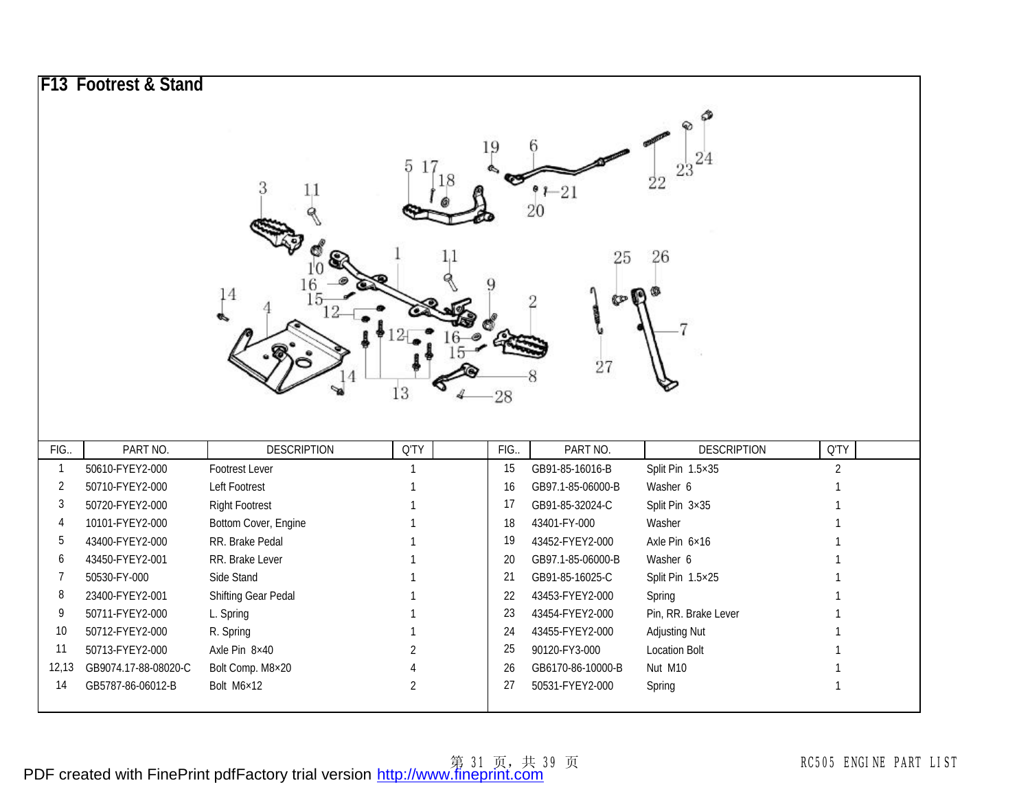## F13 Footrest & Stand

| FIG.. | PART NO. | DESCRIPTION | Q'TY |
|---|---|---|---|
| 1 | 50610-FYEY2-000 | Footrest Lever | 1 |
| 2 | 50710-FYEY2-000 | Left Footrest | 1 |
| 3 | 50720-FYEY2-000 | Right Footrest | 1 |
| 4 | 10101-FYEY2-000 | Bottom Cover, Engine | 1 |
| 5 | 43400-FYEY2-000 | RR. Brake Pedal | 1 |
| 6 | 43450-FYEY2-001 | RR. Brake Lever | 1 |
| 7 | 50530-FY-000 | Side Stand | 1 |
| 8 | 23400-FYEY2-001 | Shifting Gear Pedal | 1 |
| 9 | 50711-FYEY2-000 | L. Spring | 1 |
| 10 | 50712-FYEY2-000 | R. Spring | 1 |
| 11 | 50713-FYEY2-000 | Axle Pin 8×40 | 2 |
| 12,13 | GB9074.17-88-08020-C | Bolt Comp. M8×20 | 4 |
| 14 | GB5787-86-06012-B | Bolt M6×12 | 2 |
| 15 | GB91-85-16016-B | Split Pin 1.5×35 | 2 |
| 16 | GB97.1-85-06000-B | Washer 6 | 1 |
| 17 | GB91-85-32024-C | Split Pin 3×35 | 1 |
| 18 | 43401-FY-000 | Washer | 1 |
| 19 | 43452-FYEY2-000 | Axle Pin 6×16 | 1 |
| 20 | GB97.1-85-06000-B | Washer 6 | 1 |
| 21 | GB91-85-16025-C | Split Pin 1.5×25 | 1 |
| 22 | 43453-FYEY2-000 | Spring | 1 |
| 23 | 43454-FYEY2-000 | Pin, RR. Brake Lever | 1 |
| 24 | 43455-FYEY2-000 | Adjusting Nut | 1 |
| 25 | 90120-FY3-000 | Location Bolt | 1 |
| 26 | GB6170-86-10000-B | Nut M10 | 1 |
| 27 | 50531-FYEY2-000 | Spring | 1 |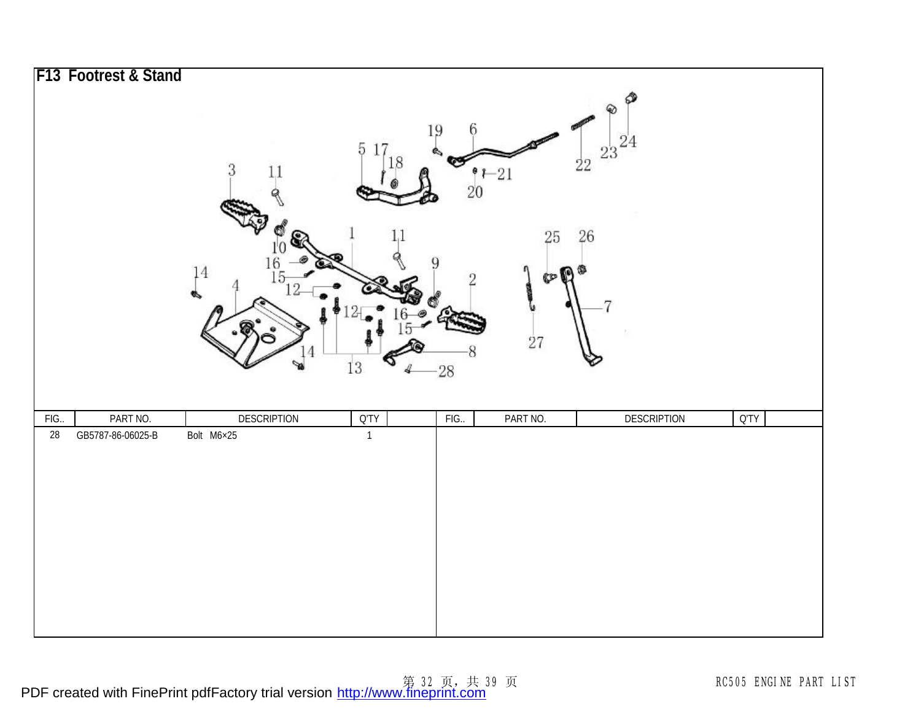# F13 Footrest & Stand

| FIG.. | PART NO. | DESCRIPTION | Q'TY | | FIG.. | PART NO. | DESCRIPTION | Q'TY | |
|---|---|---|---|---|---|---|---|---|---|
| 28 | GB5787-86-06025-B | Bolt M6×25 | 1 | | | | | | |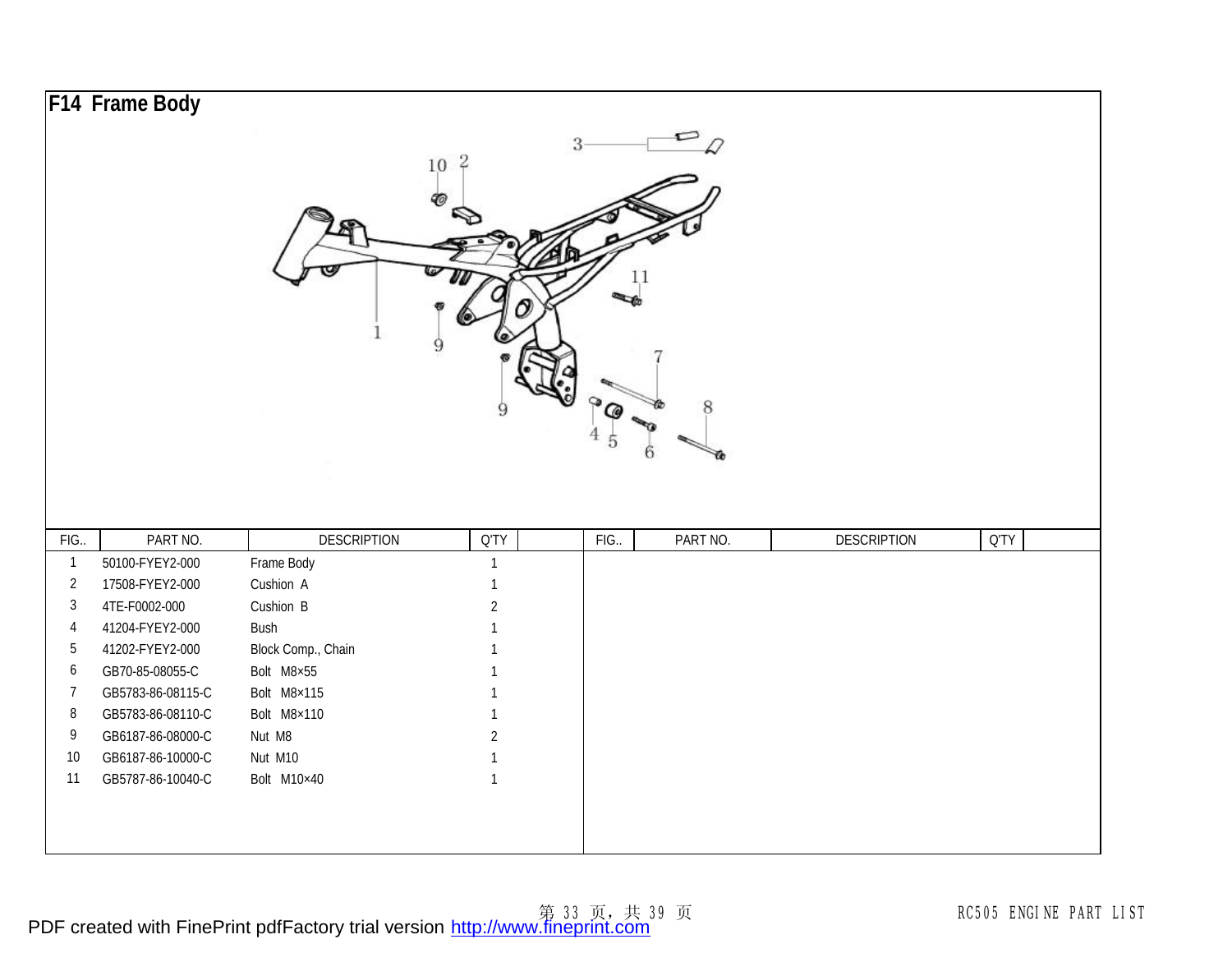# F14 Frame Body

| FIG.. | PART NO. | DESCRIPTION | Q'TY | | FIG.. | PART NO. | DESCRIPTION | Q'TY | |
|---|---|---|---|---|---|---|---|---|---|
| 1 | 50100-FYEY2-000 | Frame Body | 1 | | | | | | |
| 2 | 17508-FYEY2-000 | Cushion A | 1 | | | | | | |
| 3 | 4TE-F0002-000 | Cushion B | 2 | | | | | | |
| 4 | 41204-FYEY2-000 | Bush | 1 | | | | | | |
| 5 | 41202-FYEY2-000 | Block Comp., Chain | 1 | | | | | | |
| 6 | GB70-85-08055-C | Bolt M8×55 | 1 | | | | | | |
| 7 | GB5783-86-08115-C | Bolt M8×115 | 1 | | | | | | |
| 8 | GB5783-86-08110-C | Bolt M8×110 | 1 | | | | | | |
| 9 | GB6187-86-08000-C | Nut M8 | 2 | | | | | | |
| 10 | GB6187-86-10000-C | Nut M10 | 1 | | | | | | |
| 11 | GB5787-86-10040-C | Bolt M10×40 | 1 | | | | | | |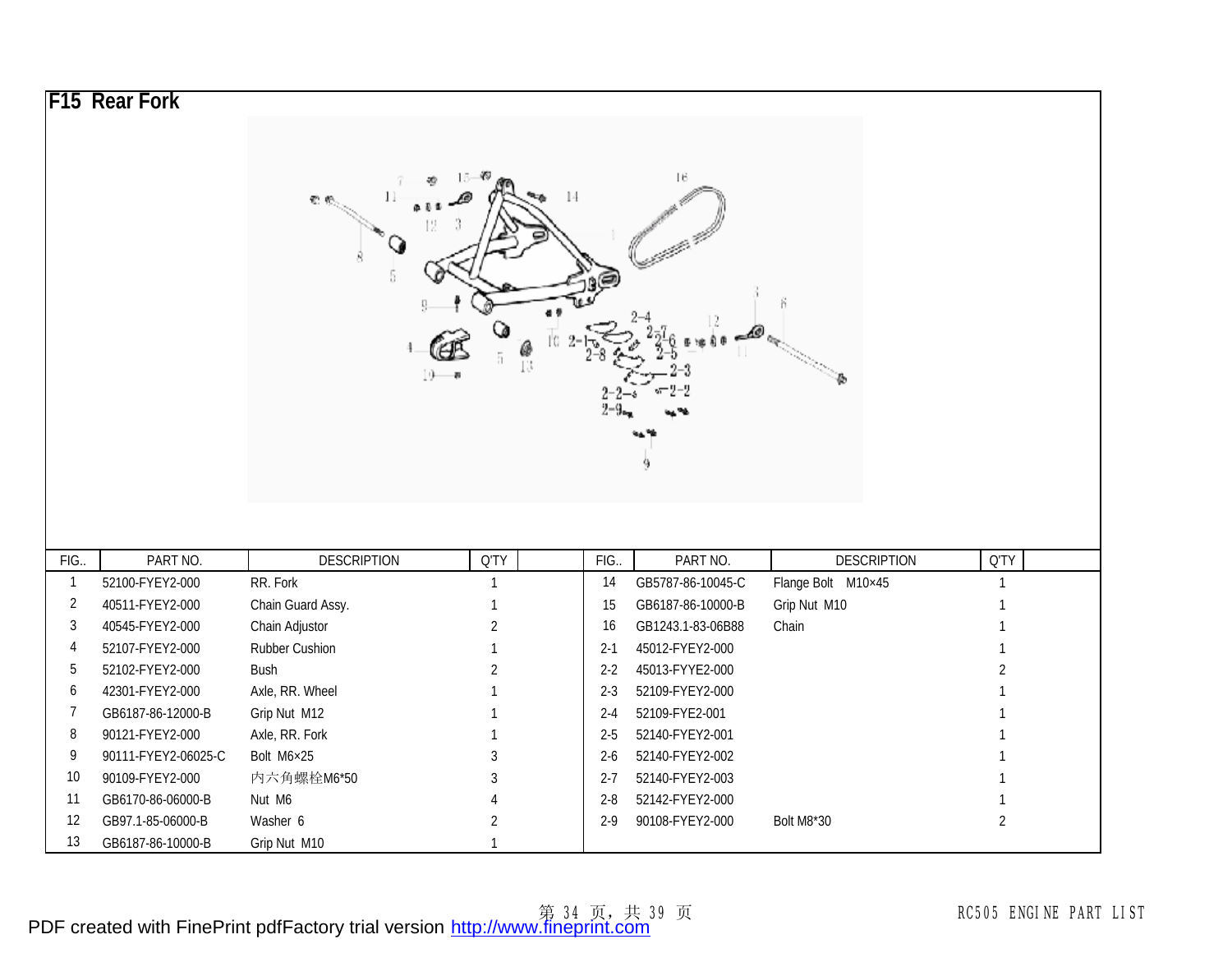## F15 Rear Fork

| FIG.. | PART NO. | DESCRIPTION | Q'TY | | FIG.. | PART NO. | DESCRIPTION | Q'TY | |
|---|---|---|---|---|---|---|---|---|---|
| 1 | 52100-FYEY2-000 | RR. Fork | 1 | | 14 | GB5787-86-10045-C | Flange Bolt M10×45 | 1 | |
| 2 | 40511-FYEY2-000 | Chain Guard Assy. | 1 | | 15 | GB6187-86-10000-B | Grip Nut M10 | 1 | |
| 3 | 40545-FYEY2-000 | Chain Adjustor | 2 | | 16 | GB1243.1-83-06B88 | Chain | 1 | |
| 4 | 52107-FYEY2-000 | Rubber Cushion | 1 | | 2-1 | 45012-FYEY2-000 | | 1 | |
| 5 | 52102-FYEY2-000 | Bush | 2 | | 2-2 | 45013-FYYE2-000 | | 2 | |
| 6 | 42301-FYEY2-000 | Axle, RR. Wheel | 1 | | 2-3 | 52109-FYEY2-000 | | 1 | |
| 7 | GB6187-86-12000-B | Grip Nut M12 | 1 | | 2-4 | 52109-FYE2-001 | | 1 | |
| 8 | 90121-FYEY2-000 | Axle, RR. Fork | 1 | | 2-5 | 52140-FYEY2-001 | | 1 | |
| 9 | 90111-FYEY2-06025-C | Bolt M6×25 | 3 | | 2-6 | 52140-FYEY2-002 | | 1 | |
| 10 | 90109-FYEY2-000 | 内六角螺栓M6*50 | 3 | | 2-7 | 52140-FYEY2-003 | | 1 | |
| 11 | GB6170-86-06000-B | Nut M6 | 4 | | 2-8 | 52142-FYEY2-000 | | 1 | |
| 12 | GB97.1-85-06000-B | Washer 6 | 2 | | 2-9 | 90108-FYEY2-000 | Bolt M8*30 | 2 | |
| 13 | GB6187-86-10000-B | Grip Nut M10 | 1 | | | | | | |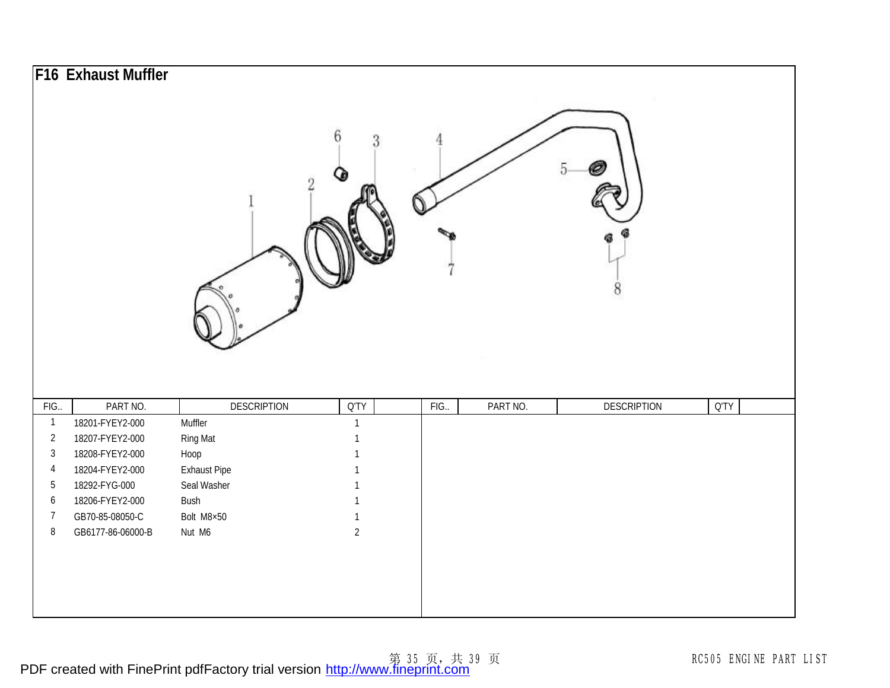## F16 Exhaust Muffler

| FIG.. | PART NO. | DESCRIPTION | Q'TY | | FIG.. | PART NO. | DESCRIPTION | Q'TY | |
|---|---|---|---|---|---|---|---|---|---|
| 1 | 18201-FYEY2-000 | Muffler | 1 | | | | | | |
| 2 | 18207-FYEY2-000 | Ring Mat | 1 | | | | | | |
| 3 | 18208-FYEY2-000 | Hoop | 1 | | | | | | |
| 4 | 18204-FYEY2-000 | Exhaust Pipe | 1 | | | | | | |
| 5 | 18292-FYG-000 | Seal Washer | 1 | | | | | | |
| 6 | 18206-FYEY2-000 | Bush | 1 | | | | | | |
| 7 | GB70-85-08050-C | Bolt M8×50 | 1 | | | | | | |
| 8 | GB6177-86-06000-B | Nut M6 | 2 | | | | | | |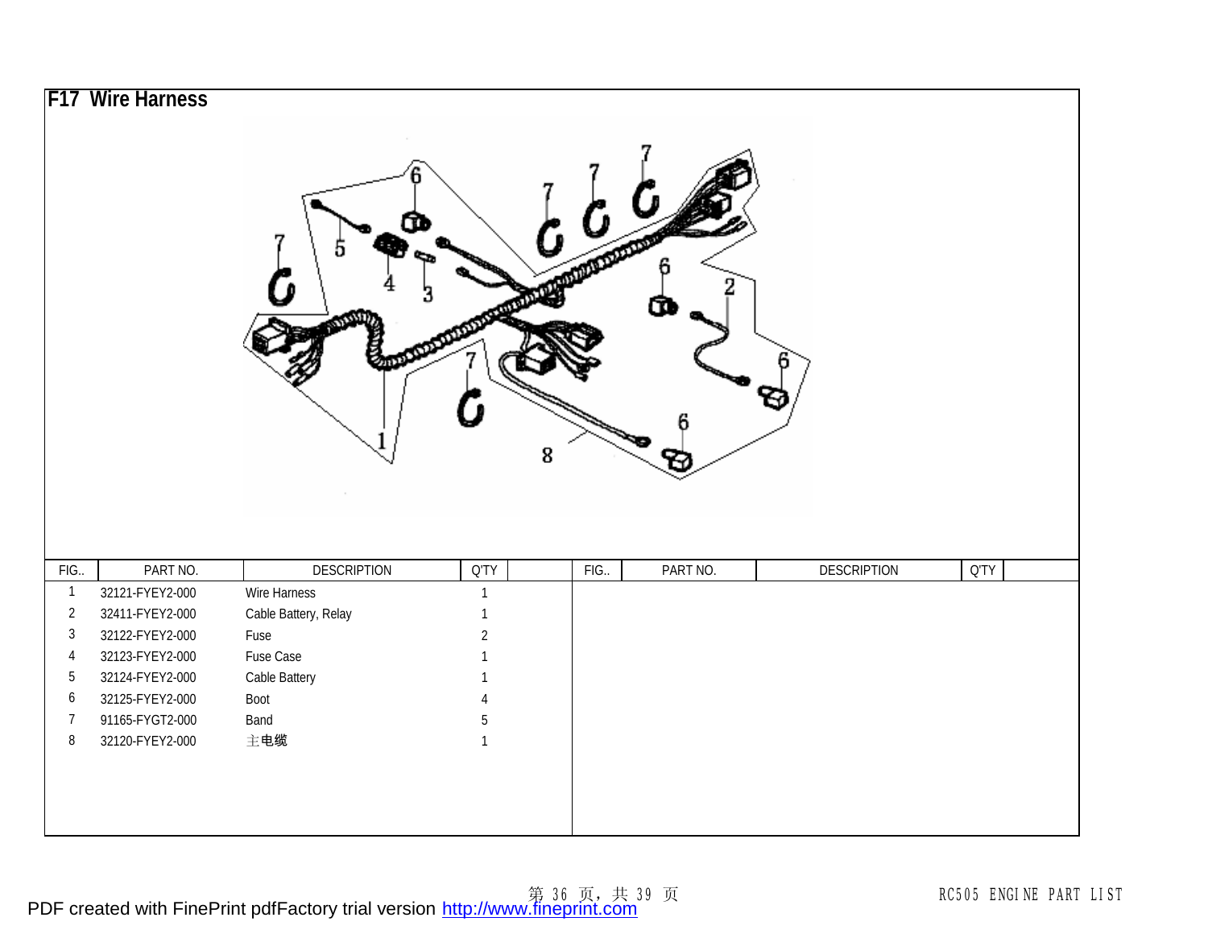## F17 Wire Harness

| FIG.. | PART NO. | DESCRIPTION | Q'TY | | FIG.. | PART NO. | DESCRIPTION | Q'TY | |
|---|---|---|---|---|---|---|---|---|---|
| 1 | 32121-FYEY2-000 | Wire Harness | 1 | | | | | | |
| 2 | 32411-FYEY2-000 | Cable Battery, Relay | 1 | | | | | | |
| 3 | 32122-FYEY2-000 | Fuse | 2 | | | | | | |
| 4 | 32123-FYEY2-000 | Fuse Case | 1 | | | | | | |
| 5 | 32124-FYEY2-000 | Cable Battery | 1 | | | | | | |
| 6 | 32125-FYEY2-000 | Boot | 4 | | | | | | |
| 7 | 91165-FYGT2-000 | Band | 5 | | | | | | |
| 8 | 32120-FYEY2-000 | 主电缆 | 1 | | | | | | |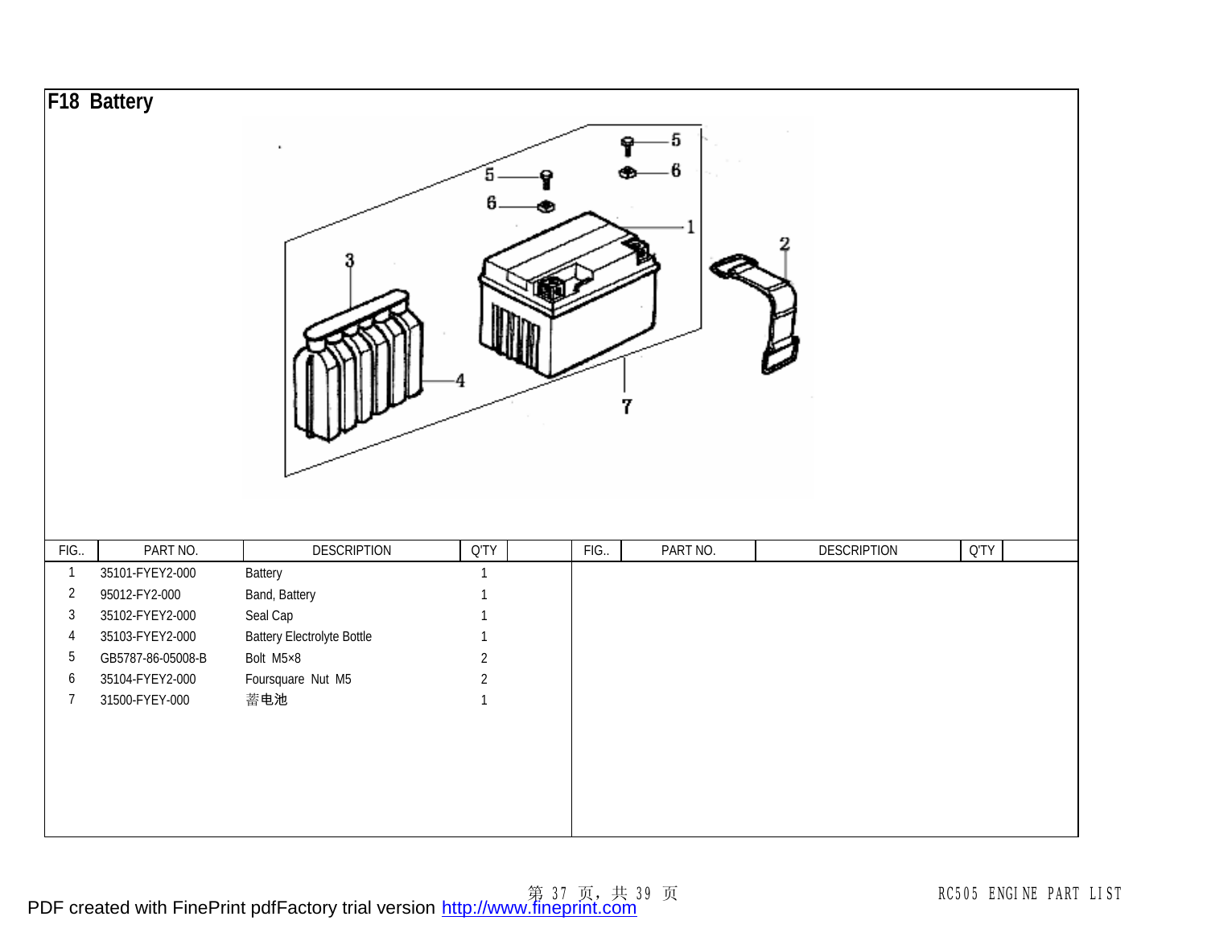## F18 Battery

| FIG.. | PART NO. | DESCRIPTION | Q'TY | | FIG.. | PART NO. | DESCRIPTION | Q'TY | |
|---|---|---|---|---|---|---|---|---|---|
| 1 | 35101-FYEY2-000 | Battery | 1 | | | | | | |
| 2 | 95012-FY2-000 | Band, Battery | 1 | | | | | | |
| 3 | 35102-FYEY2-000 | Seal Cap | 1 | | | | | | |
| 4 | 35103-FYEY2-000 | Battery Electrolyte Bottle | 1 | | | | | | |
| 5 | GB5787-86-05008-B | Bolt M5×8 | 2 | | | | | | |
| 6 | 35104-FYEY2-000 | Foursquare Nut M5 | 2 | | | | | | |
| 7 | 31500-FYEY-000 | 蓄电池 | 1 | | | | | | |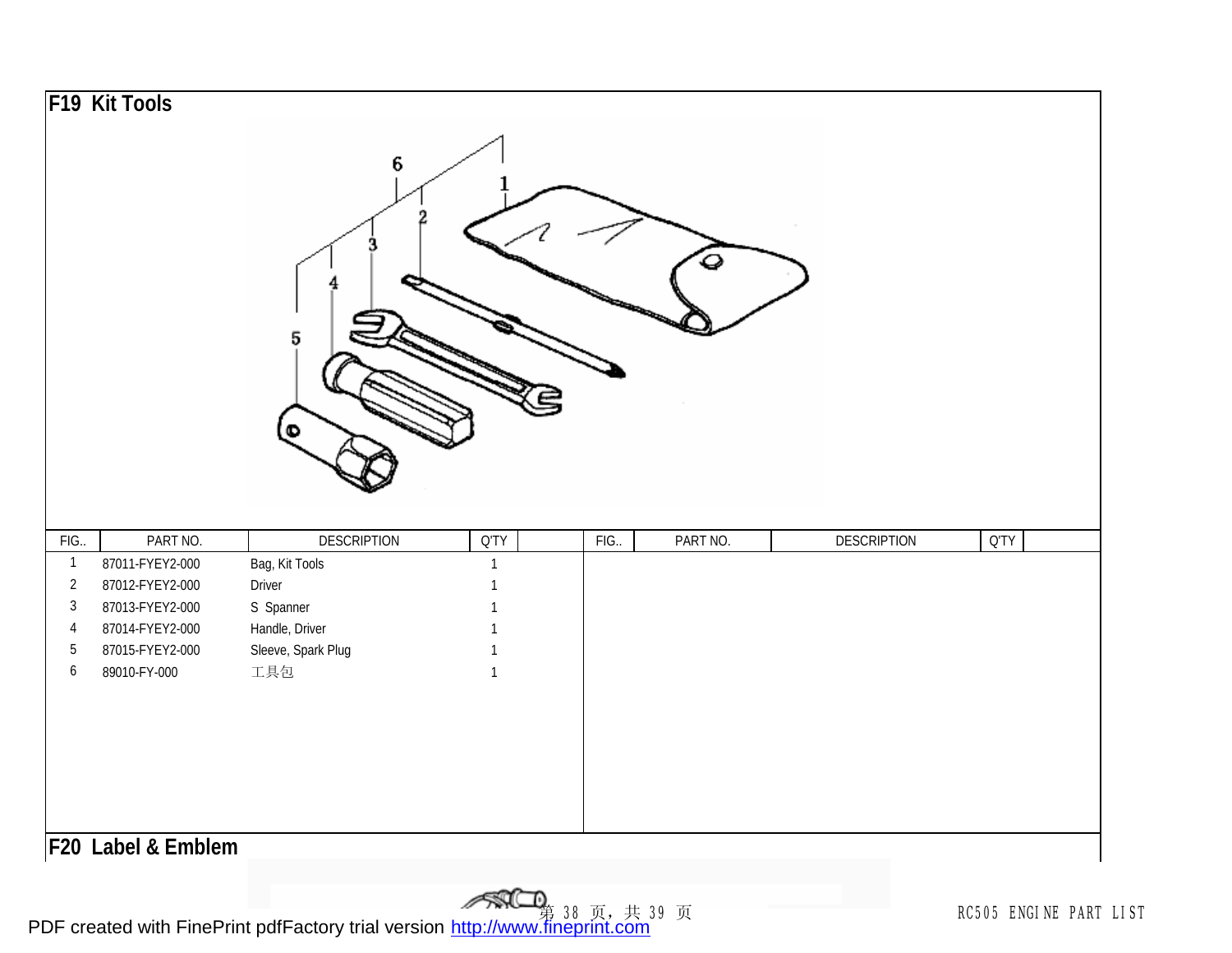## F19 Kit Tools

| FIG.. | PART NO. | DESCRIPTION | Q'TY | | FIG.. | PART NO. | DESCRIPTION | Q'TY | |
|---|---|---|---|---|---|---|---|---|---|
| 1 | 87011-FYEY2-000 | Bag, Kit Tools | 1 | | | | | | |
| 2 | 87012-FYEY2-000 | Driver | 1 | | | | | | |
| 3 | 87013-FYEY2-000 | S Spanner | 1 | | | | | | |
| 4 | 87014-FYEY2-000 | Handle, Driver | 1 | | | | | | |
| 5 | 87015-FYEY2-000 | Sleeve, Spark Plug | 1 | | | | | | |
| 6 | 89010-FY-000 | 工具包 | 1 | | | | | | |

## F20 Label & Emblem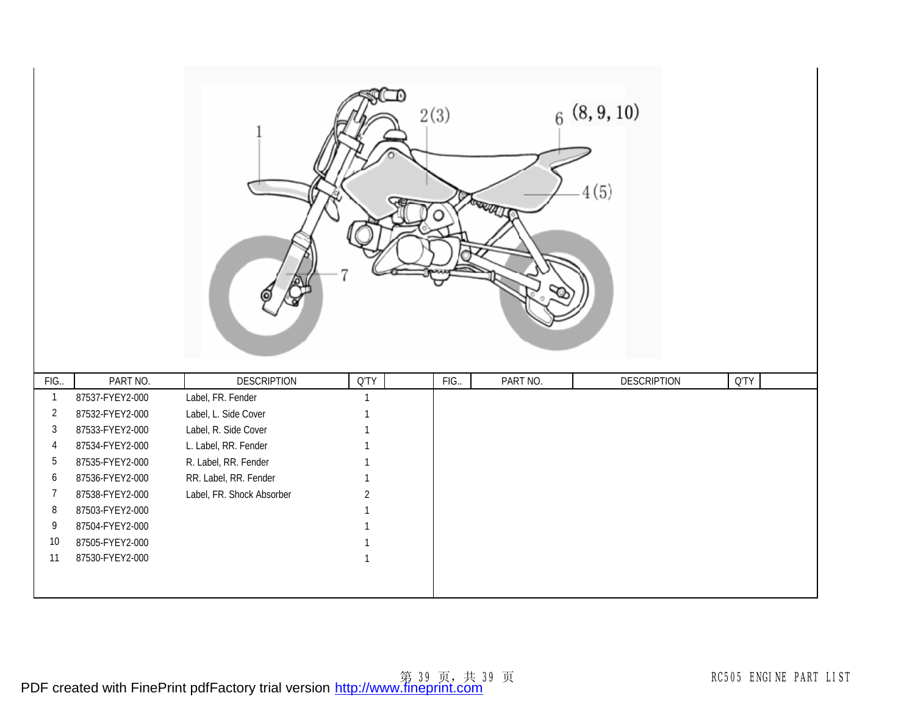| FIG.. | PART NO. | DESCRIPTION | Q'TY | | FIG.. | PART NO. | DESCRIPTION | Q'TY | |
|---|---|---|---|---|---|---|---|---|---|
| 1 | 87537-FYEY2-000 | Label, FR. Fender | 1 | | | | | | |
| 2 | 87532-FYEY2-000 | Label, L. Side Cover | 1 | | | | | | |
| 3 | 87533-FYEY2-000 | Label, R. Side Cover | 1 | | | | | | |
| 4 | 87534-FYEY2-000 | L. Label, RR. Fender | 1 | | | | | | |
| 5 | 87535-FYEY2-000 | R. Label, RR. Fender | 1 | | | | | | |
| 6 | 87536-FYEY2-000 | RR. Label, RR. Fender | 1 | | | | | | |
| 7 | 87538-FYEY2-000 | Label, FR. Shock Absorber | 2 | | | | | | |
| 8 | 87503-FYEY2-000 | | 1 | | | | | | |
| 9 | 87504-FYEY2-000 | | 1 | | | | | | |
| 10 | 87505-FYEY2-000 | | 1 | | | | | | |
| 11 | 87530-FYEY2-000 | | 1 | | | | | | |

RC505 ENGINE PART LIST

PDF created with FinePrint pdfFactory trial version http://www.fineprint.com